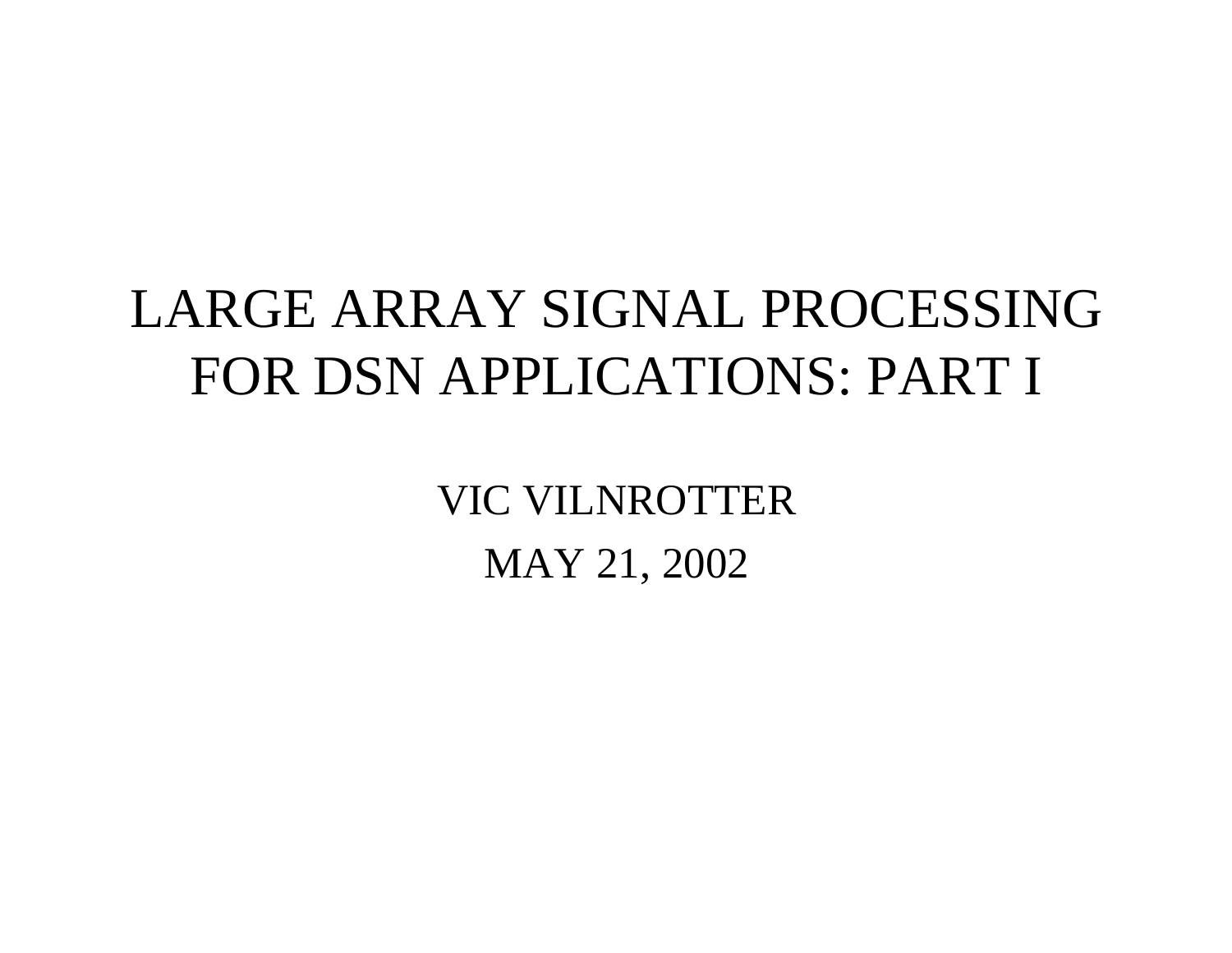# LARGE ARRAY SIGNAL PROCESSING FOR DSN APPLICATIONS: PART I

VIC VILNROTTER

MAY 21, 2002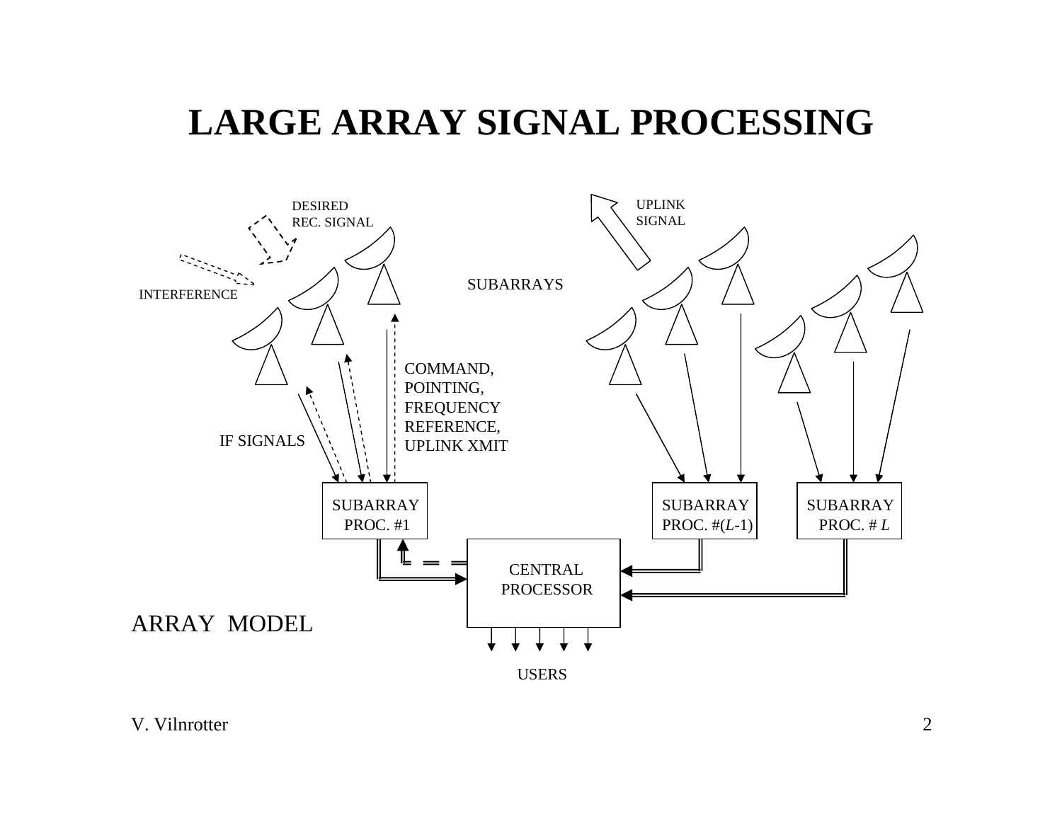# LARGE ARRAY SIGNAL PROCESSING

DESIRED REC. SIGNAL

UPLINK SIGNAL

INTERFERENCE

SUBARRAYS

COMMAND, POINTING, FREQUENCY REFERENCE, UPLINK XMIT

IF SIGNALS

SUBARRAY PROC. #1

SUBARRAY PROC. #($L$-1)

SUBARRAY PROC. # $L$

CENTRAL PROCESSOR

ARRAY MODEL

USERS

V. Vilnrotter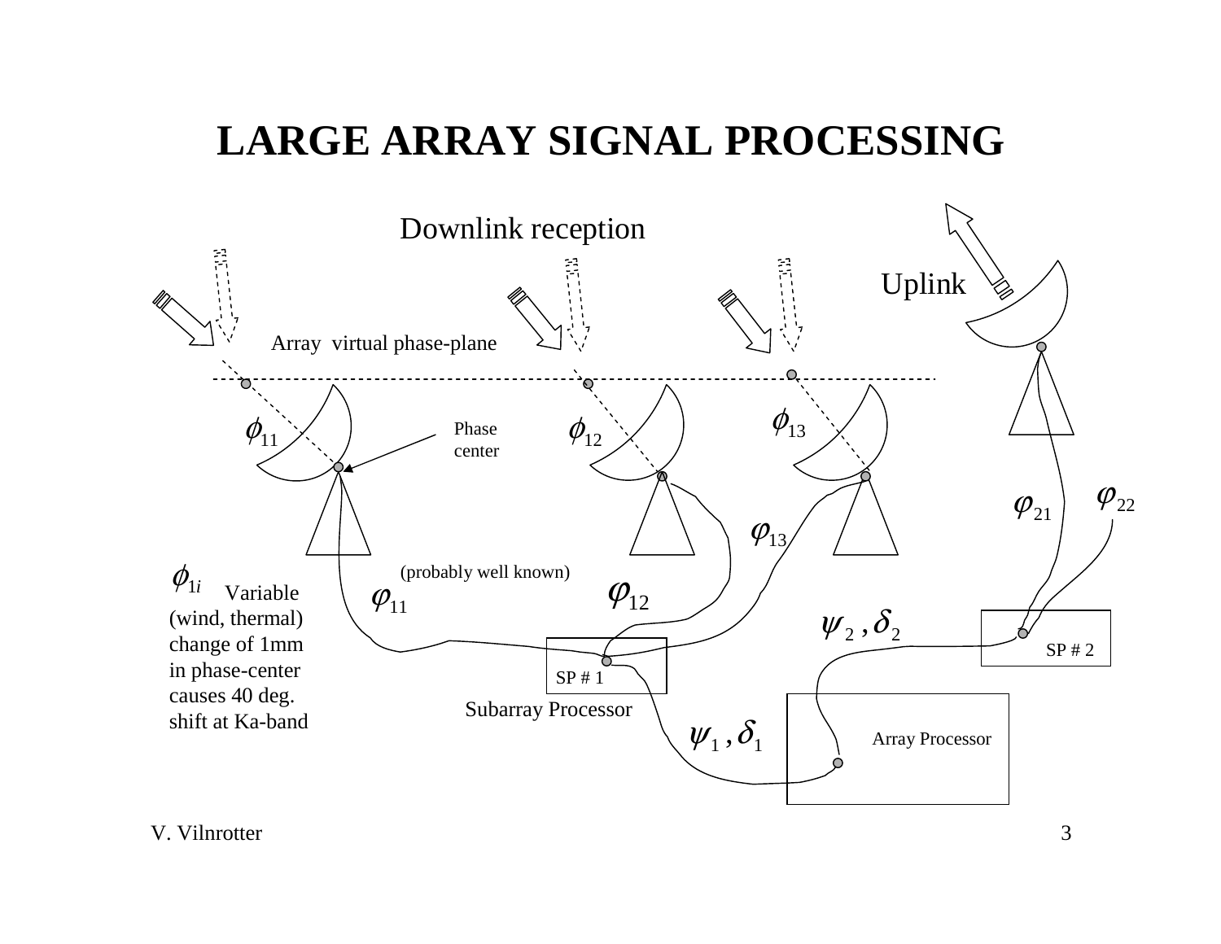# LARGE ARRAY SIGNAL PROCESSING

Downlink reception

Uplink

Array virtual phase-plane

$\phi_{11}$

Phase center

$\phi_{12}$

$\phi_{13}$

$\varphi_{21}$ $\varphi_{22}$

$\varphi_{13}$

$\phi_{1i}$ Variable (wind, thermal) change of 1mm in phase-center causes 40 deg. shift at Ka-band

(probably well known)

$\varphi_{11}$

$\varphi_{12}$

$\psi_2, \delta_2$

SP # 2

SP # 1

Subarray Processor

$\psi_1, \delta_1$

Array Processor

V. Vilnrotter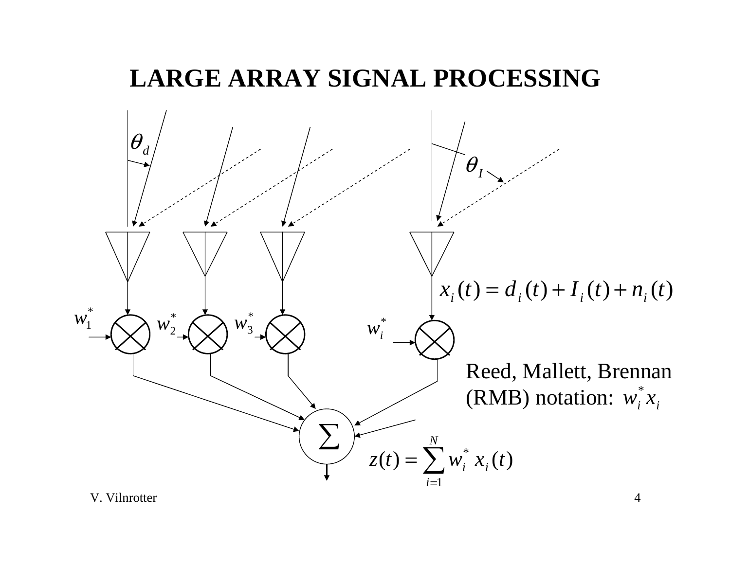# LARGE ARRAY SIGNAL PROCESSING

$\theta_d$

$\theta_I$

$$x_i(t) = d_i(t) + I_i(t) + n_i(t)$$

$w_1^*$ $w_2^*$ $w_3^*$ $w_i^*$

Reed, Mallett, Brennan (RMB) notation: $w_i^* x_i$

$\sum$

$$z(t) = \sum_{i=1}^{N} w_i^* \, x_i(t)$$

V. Vilnrotter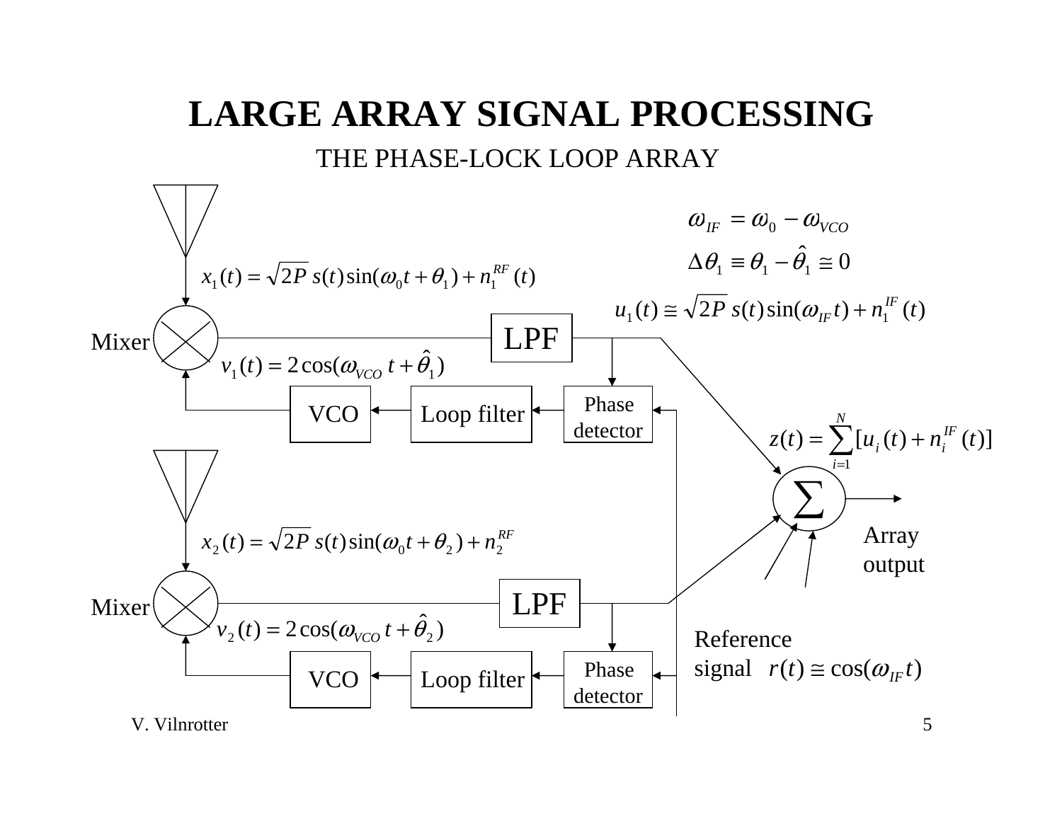# LARGE ARRAY SIGNAL PROCESSING

## THE PHASE-LOCK LOOP ARRAY

$$\omega_{IF} = \omega_0 - \omega_{VCO}$$

$$\Delta\theta_1 \equiv \theta_1 - \hat{\theta}_1 \cong 0$$

$$x_1(t) = \sqrt{2P}\, s(t) \sin(\omega_0 t + \theta_1) + n_1^{RF}(t)$$

$$u_1(t) \cong \sqrt{2P}\, s(t) \sin(\omega_{IF} t) + n_1^{IF}(t)$$

Mixer

LPF

$$v_1(t) = 2\cos(\omega_{VCO}\, t + \hat{\theta}_1)$$

VCO — Loop filter — Phase detector

$$z(t) = \sum_{i=1}^{N} [u_i(t) + n_i^{IF}(t)]$$

Array output

$$x_2(t) = \sqrt{2P}\, s(t) \sin(\omega_0 t + \theta_2) + n_2^{RF}$$

Mixer

LPF

$$v_2(t) = 2\cos(\omega_{VCO}\, t + \hat{\theta}_2)$$

Reference signal $r(t) \cong \cos(\omega_{IF} t)$

VCO — Loop filter — Phase detector

V. Vilnrotter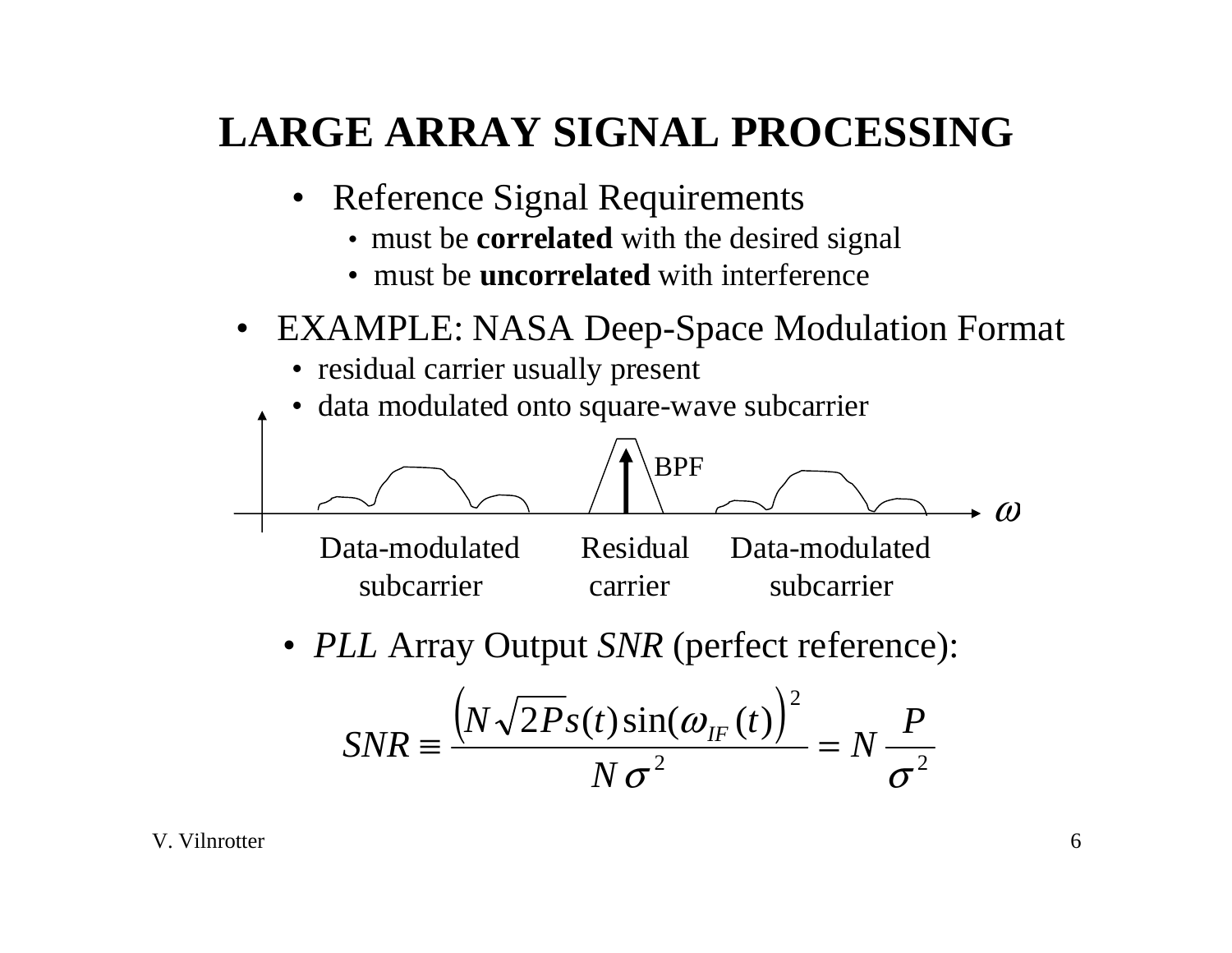# LARGE ARRAY SIGNAL PROCESSING

- Reference Signal Requirements
  - must be **correlated** with the desired signal
  - must be **uncorrelated** with interference
- EXAMPLE: NASA Deep-Space Modulation Format
  - residual carrier usually present
  - data modulated onto square-wave subcarrier

BPF

$\omega$

Data-modulated subcarrier | Residual carrier | Data-modulated subcarrier

- *PLL* Array Output *SNR* (perfect reference):

$$SNR \equiv \frac{\left(N\sqrt{2P}s(t)\sin(\omega_{IF}(t)\right)^2}{N\sigma^2} = N\frac{P}{\sigma^2}$$

V. Vilnrotter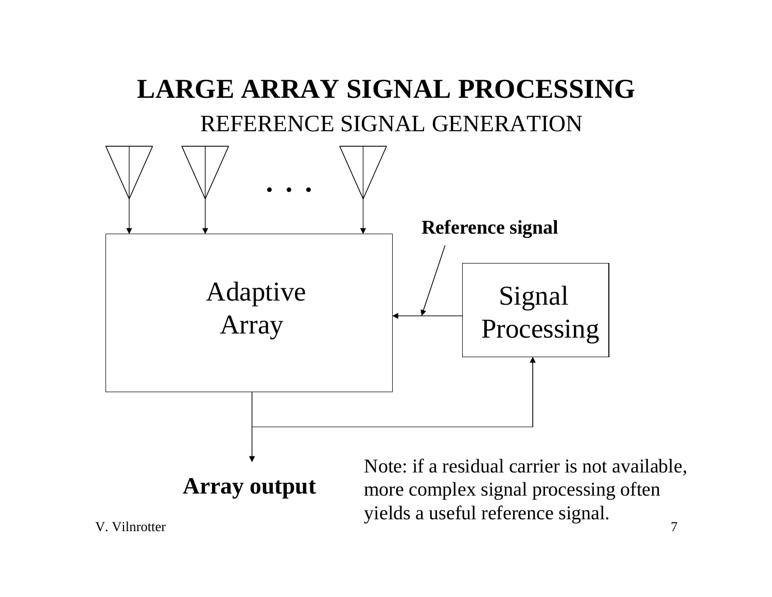# LARGE ARRAY SIGNAL PROCESSING

## REFERENCE SIGNAL GENERATION

Adaptive Array

Signal Processing

**Reference signal**

**Array output**

Note: if a residual carrier is not available, more complex signal processing often yields a useful reference signal.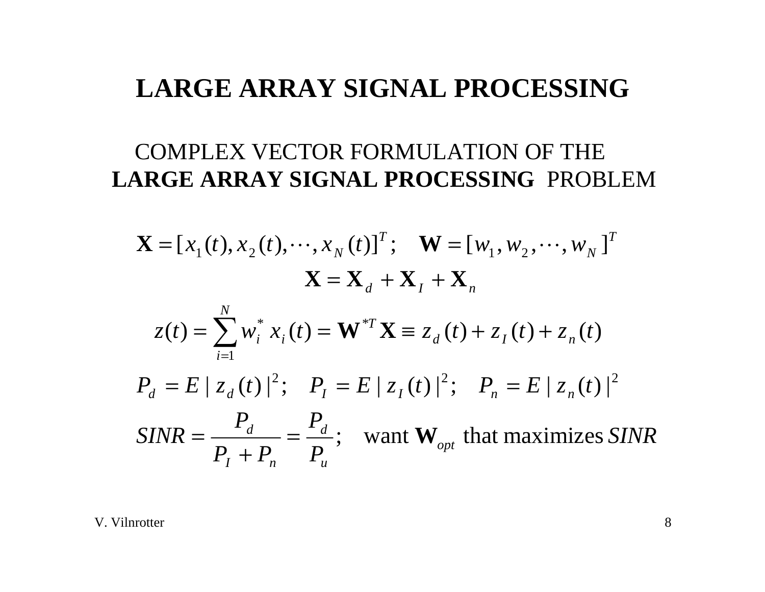# LARGE ARRAY SIGNAL PROCESSING

COMPLEX VECTOR FORMULATION OF THE **LARGE ARRAY SIGNAL PROCESSING** PROBLEM

$$\mathbf{X} = [x_1(t), x_2(t), \cdots, x_N(t)]^T ; \quad \mathbf{W} = [w_1, w_2, \cdots, w_N]^T$$

$$\mathbf{X} = \mathbf{X}_d + \mathbf{X}_I + \mathbf{X}_n$$

$$z(t) = \sum_{i=1}^{N} w_i^* \, x_i(t) = \mathbf{W}^{*T} \mathbf{X} \equiv z_d(t) + z_I(t) + z_n(t)$$

$$P_d = E \,|\, z_d(t) \,|^2 ; \quad P_I = E \,|\, z_I(t) \,|^2 ; \quad P_n = E \,|\, z_n(t) \,|^2$$

$$SINR = \frac{P_d}{P_I + P_n} = \frac{P_d}{P_u} ; \quad \text{want } \mathbf{W}_{opt} \text{ that maximizes } SINR$$

V. Vilnrotter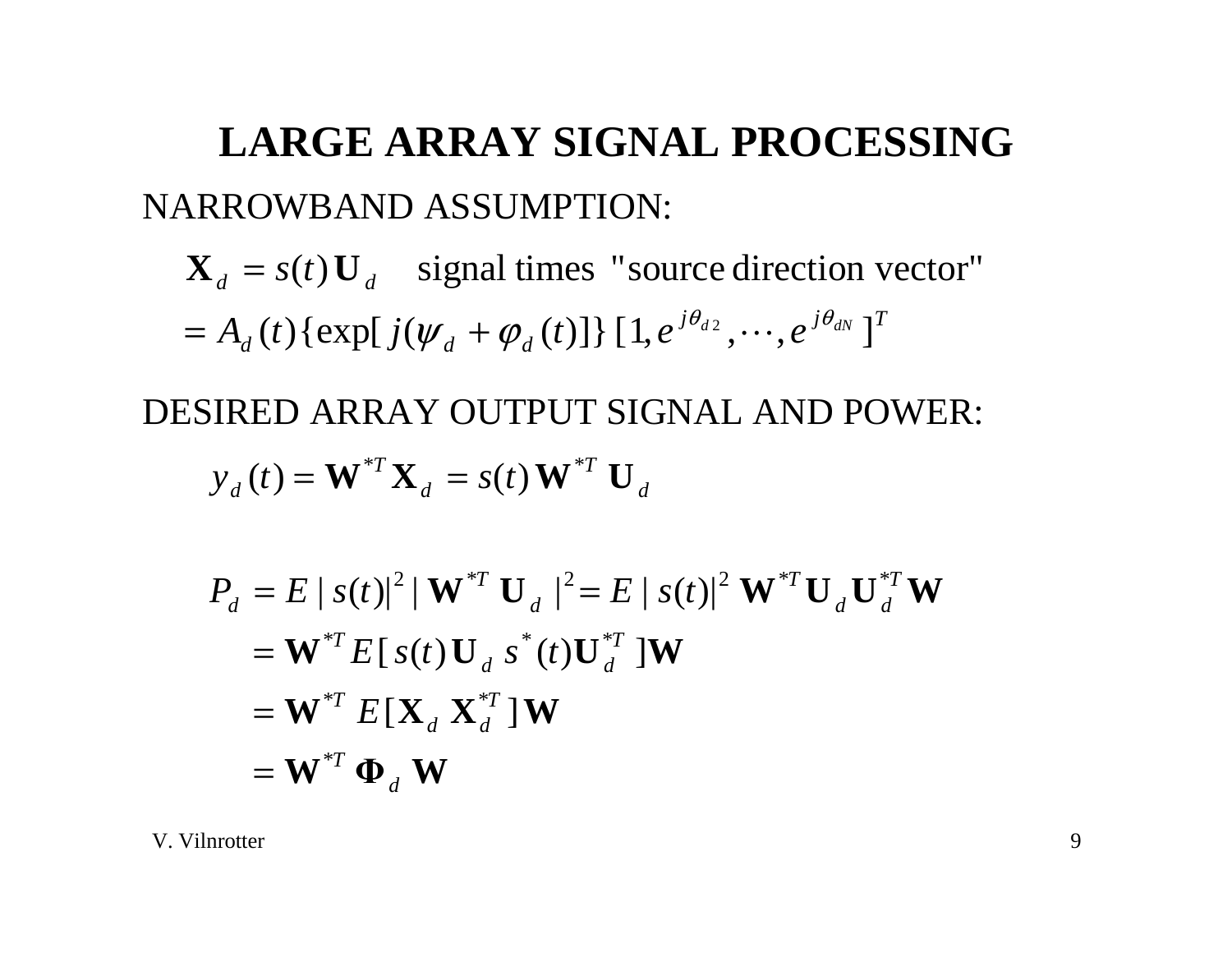# LARGE ARRAY SIGNAL PROCESSING

NARROWBAND ASSUMPTION:

$$\mathbf{X}_d = s(t)\,\mathbf{U}_d \quad \text{signal times "source direction vector"}$$

$$= A_d(t)\{\exp[j(\psi_d + \varphi_d(t)]\}\,[1, e^{j\theta_{d2}}, \cdots, e^{j\theta_{dN}}]^T$$

DESIRED ARRAY OUTPUT SIGNAL AND POWER:

$$y_d(t) = \mathbf{W}^{*T}\mathbf{X}_d = s(t)\,\mathbf{W}^{*T}\,\mathbf{U}_d$$

$$P_d = E\,|\,s(t)|^2\,|\,\mathbf{W}^{*T}\,\mathbf{U}_d\,|^2 = E\,|\,s(t)|^2\,\mathbf{W}^{*T}\mathbf{U}_d\mathbf{U}_d^{*T}\mathbf{W}$$

$$= \mathbf{W}^{*T}E[\,s(t)\mathbf{U}_d\,s^*(t)\mathbf{U}_d^{*T}\,]\mathbf{W}$$

$$= \mathbf{W}^{*T}\,E[\mathbf{X}_d\,\mathbf{X}_d^{*T}\,]\mathbf{W}$$

$$= \mathbf{W}^{*T}\,\mathbf{\Phi}_d\,\mathbf{W}$$

V. Vilnrotter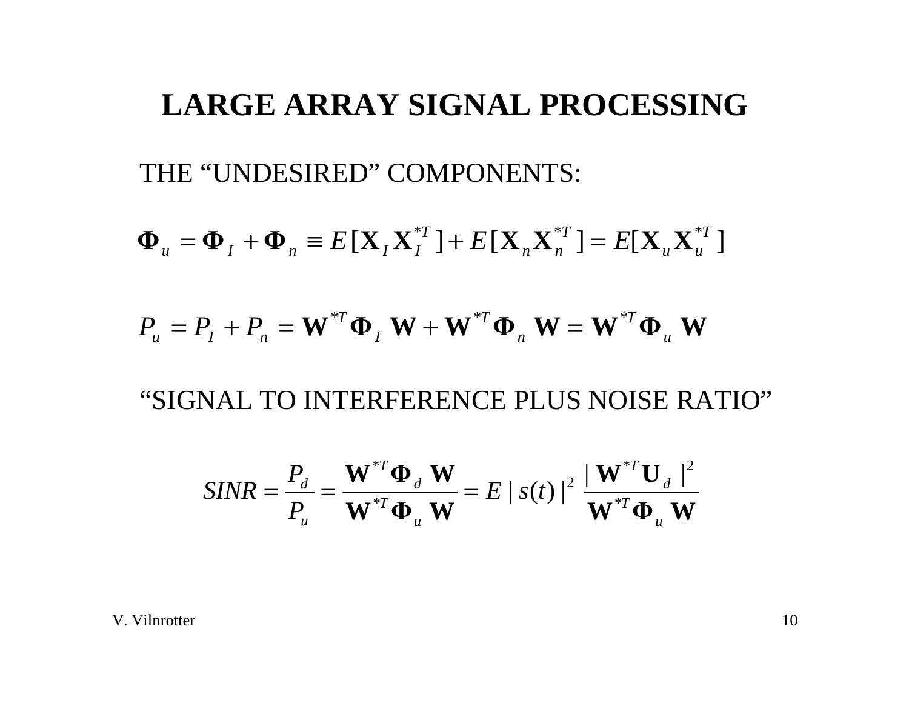# LARGE ARRAY SIGNAL PROCESSING

THE "UNDESIRED" COMPONENTS:

$$\mathbf{\Phi}_u = \mathbf{\Phi}_I + \mathbf{\Phi}_n \equiv E[\mathbf{X}_I \mathbf{X}_I^{*T}] + E[\mathbf{X}_n \mathbf{X}_n^{*T}] = E[\mathbf{X}_u \mathbf{X}_u^{*T}]$$

$$P_u = P_I + P_n = \mathbf{W}^{*T} \mathbf{\Phi}_I \, \mathbf{W} + \mathbf{W}^{*T} \mathbf{\Phi}_n \, \mathbf{W} = \mathbf{W}^{*T} \mathbf{\Phi}_u \, \mathbf{W}$$

"SIGNAL TO INTERFERENCE PLUS NOISE RATIO"

$$SINR = \frac{P_d}{P_u} = \frac{\mathbf{W}^{*T} \mathbf{\Phi}_d \, \mathbf{W}}{\mathbf{W}^{*T} \mathbf{\Phi}_u \, \mathbf{W}} = E\,|\,s(t)\,|^2 \; \frac{|\,\mathbf{W}^{*T} \mathbf{U}_d \,|^2}{\mathbf{W}^{*T} \mathbf{\Phi}_u \, \mathbf{W}}$$

V. Vilnrotter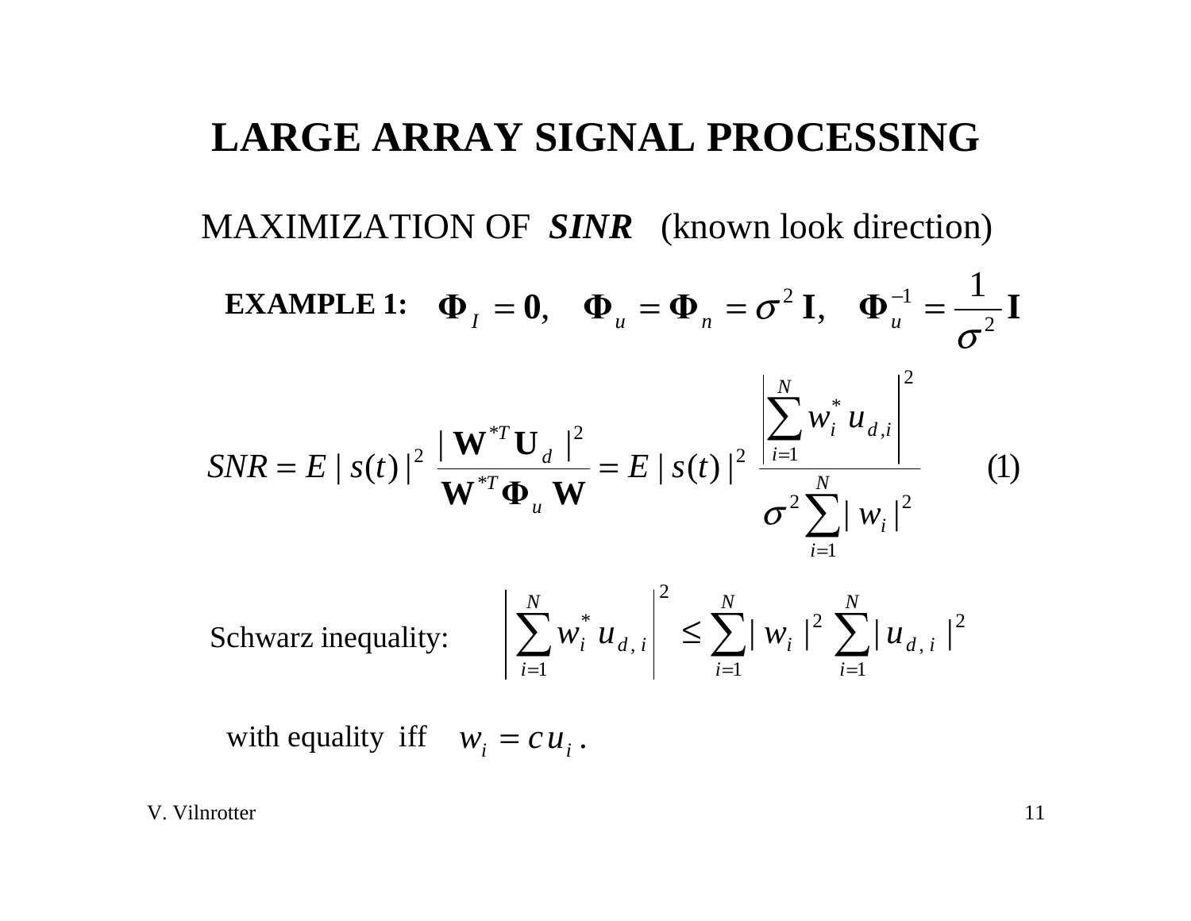# LARGE ARRAY SIGNAL PROCESSING

## MAXIMIZATION OF ***SINR*** (known look direction)

**EXAMPLE 1:** $\mathbf{\Phi}_I = \mathbf{0}, \quad \mathbf{\Phi}_u = \mathbf{\Phi}_n = \sigma^2 \, \mathbf{I}, \quad \mathbf{\Phi}_u^{-1} = \dfrac{1}{\sigma^2} \mathbf{I}$

$$SNR = E\,|\,s(t)\,|^2 \; \frac{|\,\mathbf{W}^{*T}\mathbf{U}_d\,|^2}{\mathbf{W}^{*T}\mathbf{\Phi}_u\,\mathbf{W}} = E\,|\,s(t)\,|^2 \; \frac{\left|\displaystyle\sum_{i=1}^{N} w_i^*\, u_{d,i}\right|^2}{\sigma^2 \displaystyle\sum_{i=1}^{N} |\,w_i\,|^2} \qquad (1)$$

Schwarz inequality: $\quad \left|\displaystyle\sum_{i=1}^{N} w_i^*\, u_{d,\,i}\right|^2 \le \displaystyle\sum_{i=1}^{N} |\,w_i\,|^2 \; \sum_{i=1}^{N} |\,u_{d,\,i}\,|^2$

with equality iff $\quad w_i = c\,u_i\,.$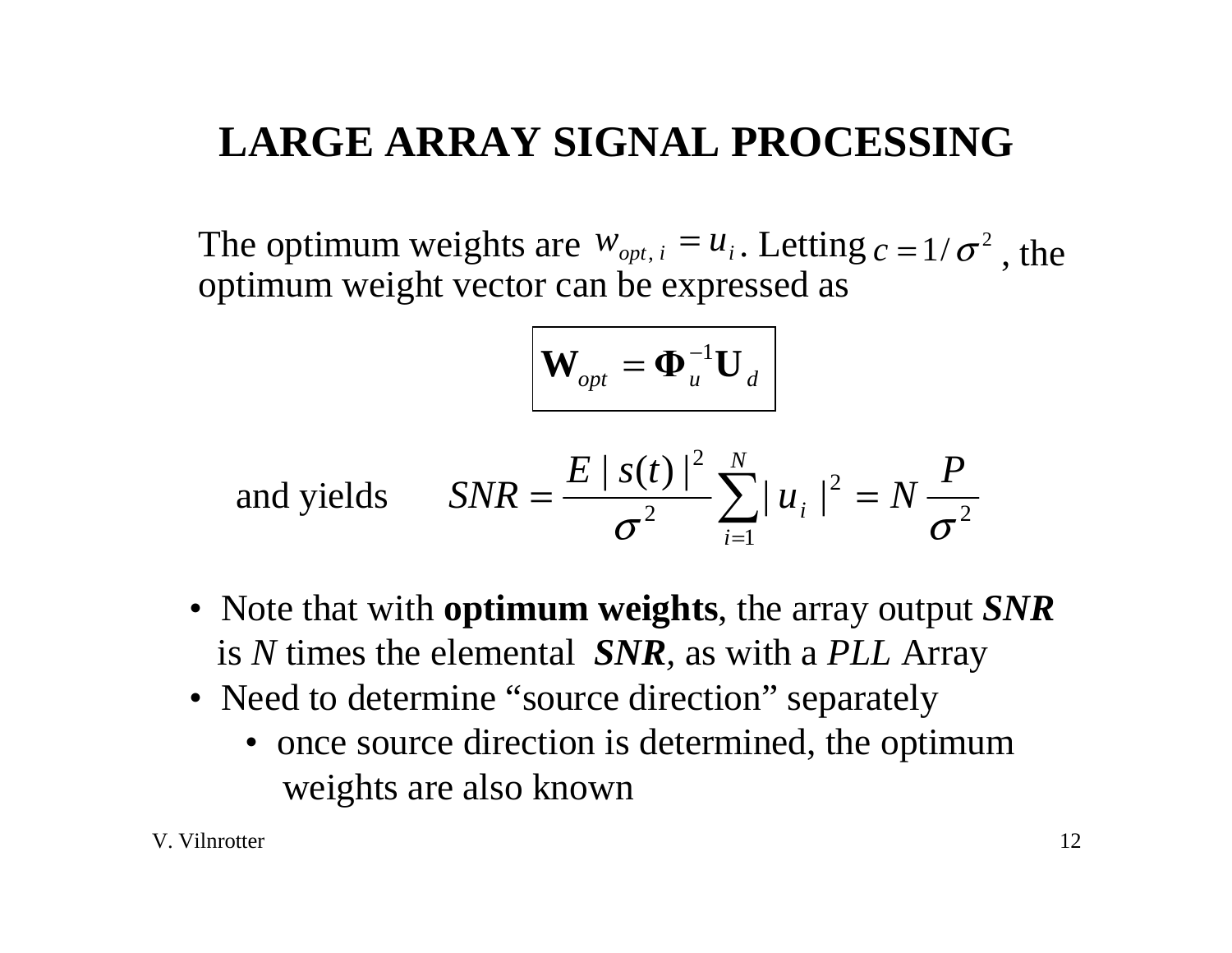# LARGE ARRAY SIGNAL PROCESSING

The optimum weights are $w_{opt,\,i} = u_i$. Letting $c = 1/\sigma^2$, the optimum weight vector can be expressed as

$$\boxed{\mathbf{W}_{opt} = \mathbf{\Phi}_u^{-1}\mathbf{U}_d}$$

and yields

$$SNR = \frac{E\,|\,s(t)\,|^2}{\sigma^2}\sum_{i=1}^{N}|\,u_i\,|^2 = N\,\frac{P}{\sigma^2}$$

- Note that with **optimum weights**, the array output ***SNR*** is *N* times the elemental ***SNR***, as with a *PLL* Array
- Need to determine “source direction” separately
  - once source direction is determined, the optimum weights are also known

V. Vilnrotter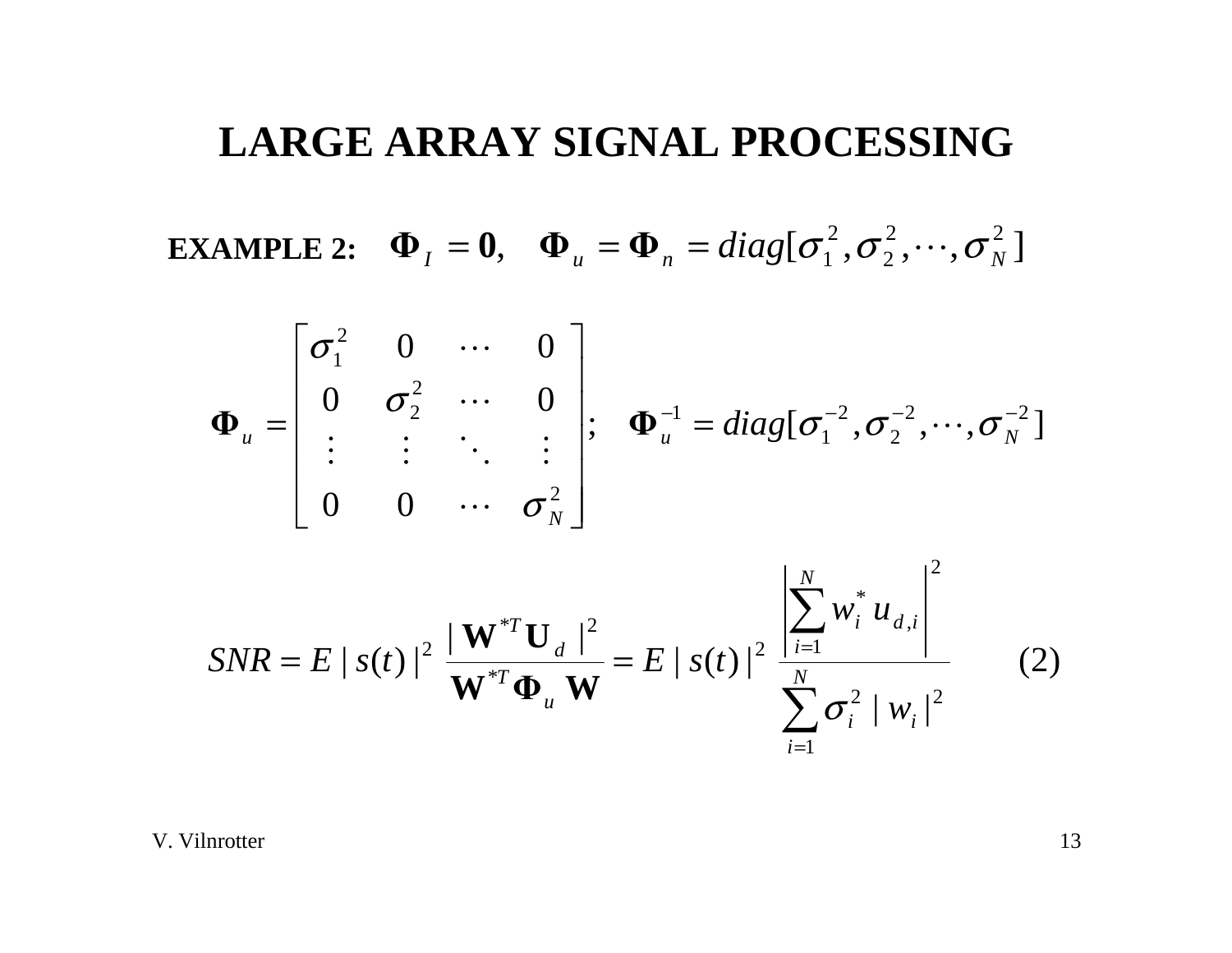# LARGE ARRAY SIGNAL PROCESSING

**EXAMPLE 2:** $\mathbf{\Phi}_I = \mathbf{0}, \quad \mathbf{\Phi}_u = \mathbf{\Phi}_n = diag[\sigma_1^2, \sigma_2^2, \cdots, \sigma_N^2]$

$$\mathbf{\Phi}_u = \begin{bmatrix} \sigma_1^2 & 0 & \cdots & 0 \\ 0 & \sigma_2^2 & \cdots & 0 \\ \vdots & \vdots & \ddots & \vdots \\ 0 & 0 & \cdots & \sigma_N^2 \end{bmatrix}; \quad \mathbf{\Phi}_u^{-1} = diag[\sigma_1^{-2}, \sigma_2^{-2}, \cdots, \sigma_N^{-2}]$$

$$SNR = E\,|\,s(t)\,|^2 \; \frac{|\,\mathbf{W}^{*T}\mathbf{U}_d\,|^2}{\mathbf{W}^{*T}\mathbf{\Phi}_u\,\mathbf{W}} = E\,|\,s(t)\,|^2 \; \frac{\left|\sum_{i=1}^{N} w_i^* \, u_{d,i}\right|^2}{\sum_{i=1}^{N} \sigma_i^2 \,|\,w_i\,|^2} \qquad (2)$$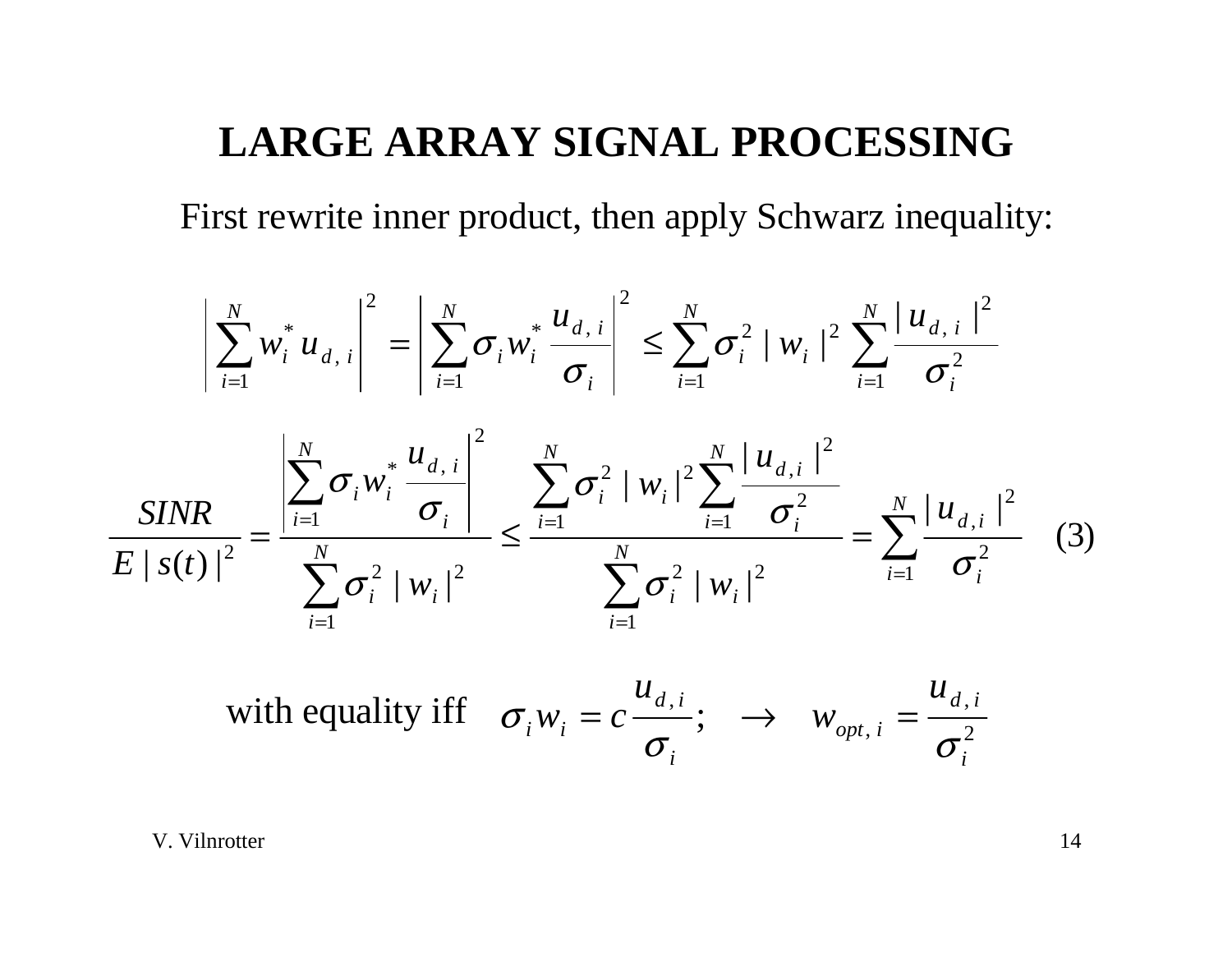# LARGE ARRAY SIGNAL PROCESSING

First rewrite inner product, then apply Schwarz inequality:

$$\left| \sum_{i=1}^{N} w_i^* u_{d,i} \right|^2 = \left| \sum_{i=1}^{N} \sigma_i w_i^* \frac{u_{d,i}}{\sigma_i} \right|^2 \leq \sum_{i=1}^{N} \sigma_i^2 \, | w_i |^2 \, \sum_{i=1}^{N} \frac{| u_{d,i} |^2}{\sigma_i^2}$$

$$\frac{SINR}{E\,|\,s(t)\,|^2} = \frac{\left| \sum_{i=1}^{N} \sigma_i w_i^* \frac{u_{d,i}}{\sigma_i} \right|^2}{\sum_{i=1}^{N} \sigma_i^2 \, | w_i |^2} \leq \frac{\sum_{i=1}^{N} \sigma_i^2 \, | w_i |^2 \sum_{i=1}^{N} \frac{| u_{d,i} |^2}{\sigma_i^2}}{\sum_{i=1}^{N} \sigma_i^2 \, | w_i |^2} = \sum_{i=1}^{N} \frac{| u_{d,i} |^2}{\sigma_i^2} \quad (3)$$

with equality iff $\sigma_i w_i = c \dfrac{u_{d,i}}{\sigma_i}; \quad \rightarrow \quad w_{opt,i} = \dfrac{u_{d,i}}{\sigma_i^2}$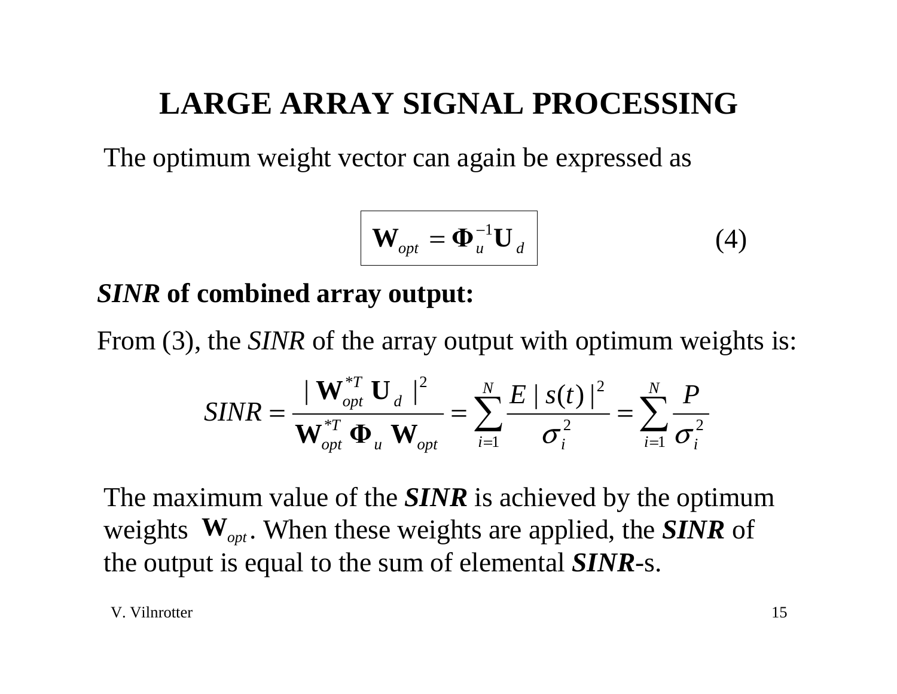# LARGE ARRAY SIGNAL PROCESSING

The optimum weight vector can again be expressed as

$$\boxed{\mathbf{W}_{opt} = \mathbf{\Phi}_u^{-1}\mathbf{U}_d} \qquad (4)$$

***SINR* of combined array output:**

From (3), the *SINR* of the array output with optimum weights is:

$$SINR = \frac{|\mathbf{W}_{opt}^{*T}\,\mathbf{U}_d\,|^2}{\mathbf{W}_{opt}^{*T}\,\mathbf{\Phi}_u\,\mathbf{W}_{opt}} = \sum_{i=1}^{N}\frac{E\,|\,s(t)\,|^2}{\sigma_i^2} = \sum_{i=1}^{N}\frac{P}{\sigma_i^2}$$

The maximum value of the ***SINR*** is achieved by the optimum weights $\mathbf{W}_{opt}$. When these weights are applied, the ***SINR*** of the output is equal to the sum of elemental ***SINR***-s.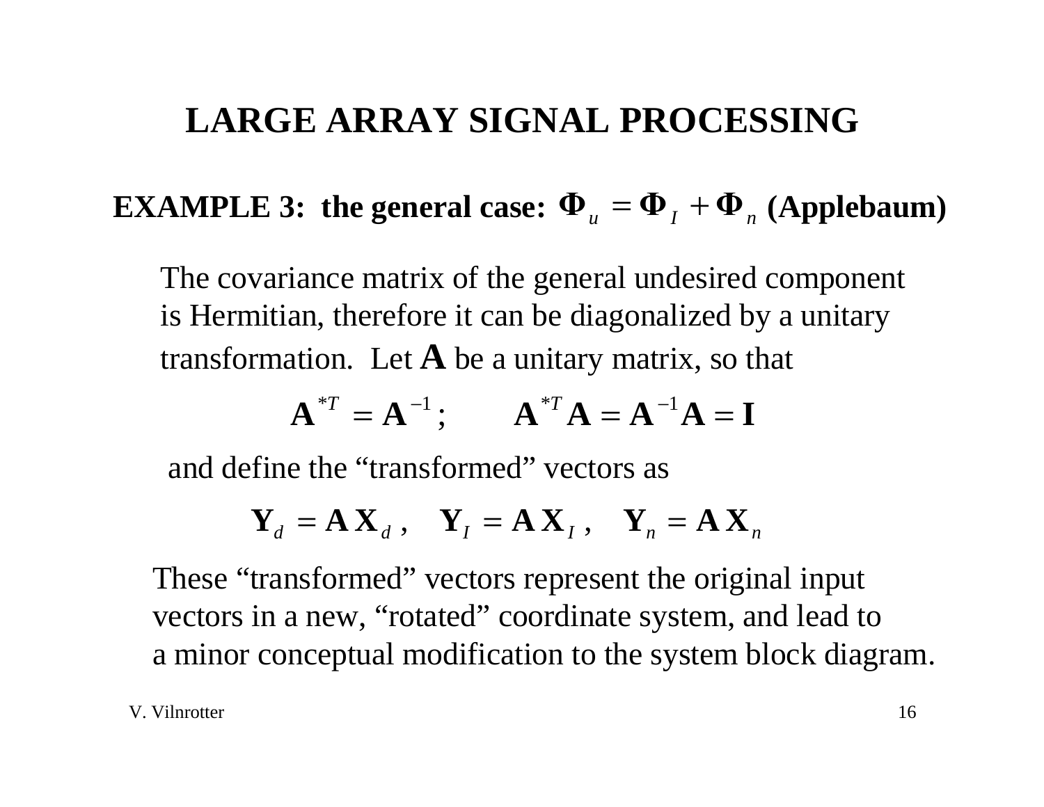# LARGE ARRAY SIGNAL PROCESSING

**EXAMPLE 3: the general case: $\mathbf{\Phi}_u = \mathbf{\Phi}_I + \mathbf{\Phi}_n$ (Applebaum)**

The covariance matrix of the general undesired component is Hermitian, therefore it can be diagonalized by a unitary transformation. Let $\mathbf{A}$ be a unitary matrix, so that

$$\mathbf{A}^{*T} = \mathbf{A}^{-1}; \qquad \mathbf{A}^{*T}\mathbf{A} = \mathbf{A}^{-1}\mathbf{A} = \mathbf{I}$$

and define the "transformed" vectors as

$$\mathbf{Y}_d = \mathbf{A}\,\mathbf{X}_d\,, \quad \mathbf{Y}_I = \mathbf{A}\,\mathbf{X}_I\,, \quad \mathbf{Y}_n = \mathbf{A}\,\mathbf{X}_n$$

These "transformed" vectors represent the original input vectors in a new, "rotated" coordinate system, and lead to a minor conceptual modification to the system block diagram.

V. Vilnrotter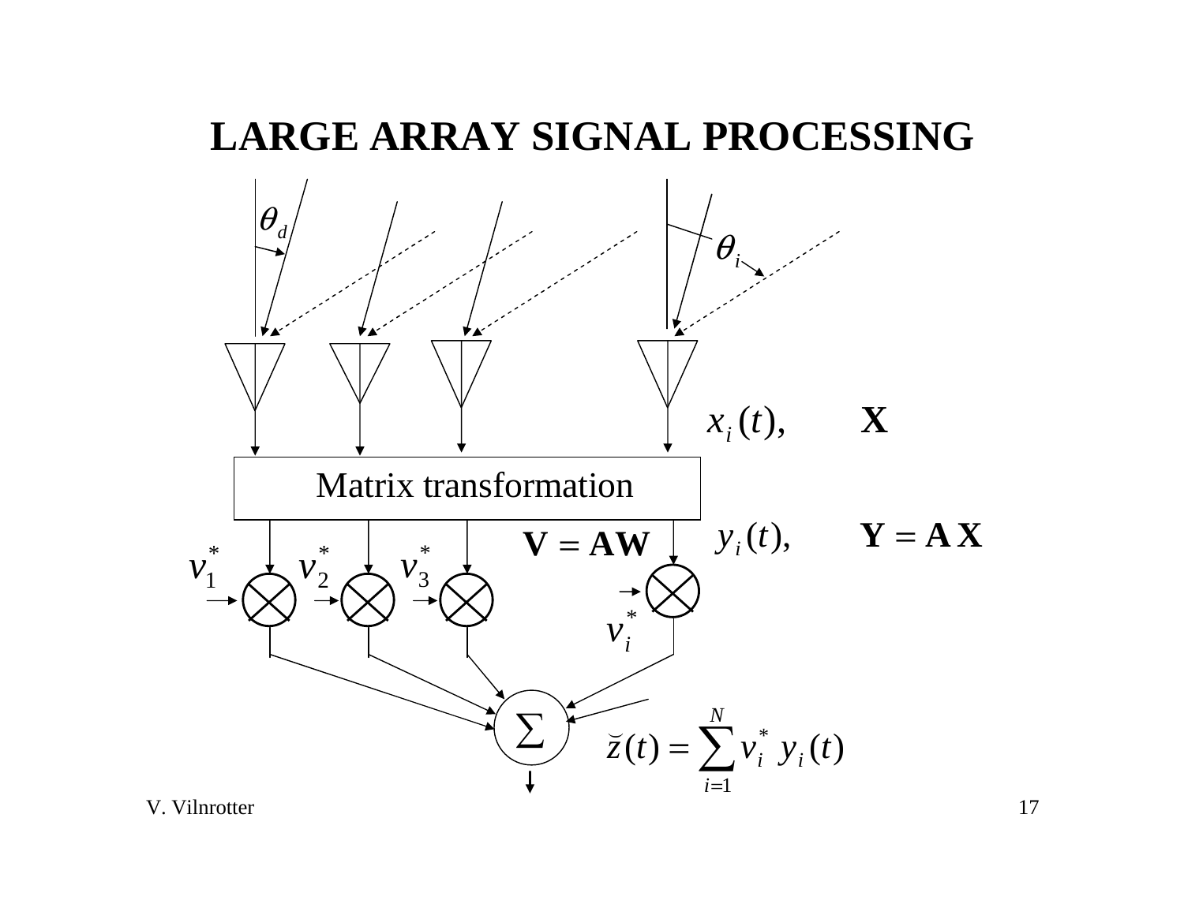# LARGE ARRAY SIGNAL PROCESSING

$\theta_d$

$\theta_i$

$x_i(t), \quad \mathbf{X}$

Matrix transformation

$y_i(t), \quad \mathbf{Y} = \mathbf{A}\,\mathbf{X}$

$\mathbf{V} = \mathbf{A}\mathbf{W}$

$v_1^*$ $v_2^*$ $v_3^*$ $v_i^*$

$\Sigma$

$$\breve{z}(t) = \sum_{i=1}^{N} v_i^* \, y_i(t)$$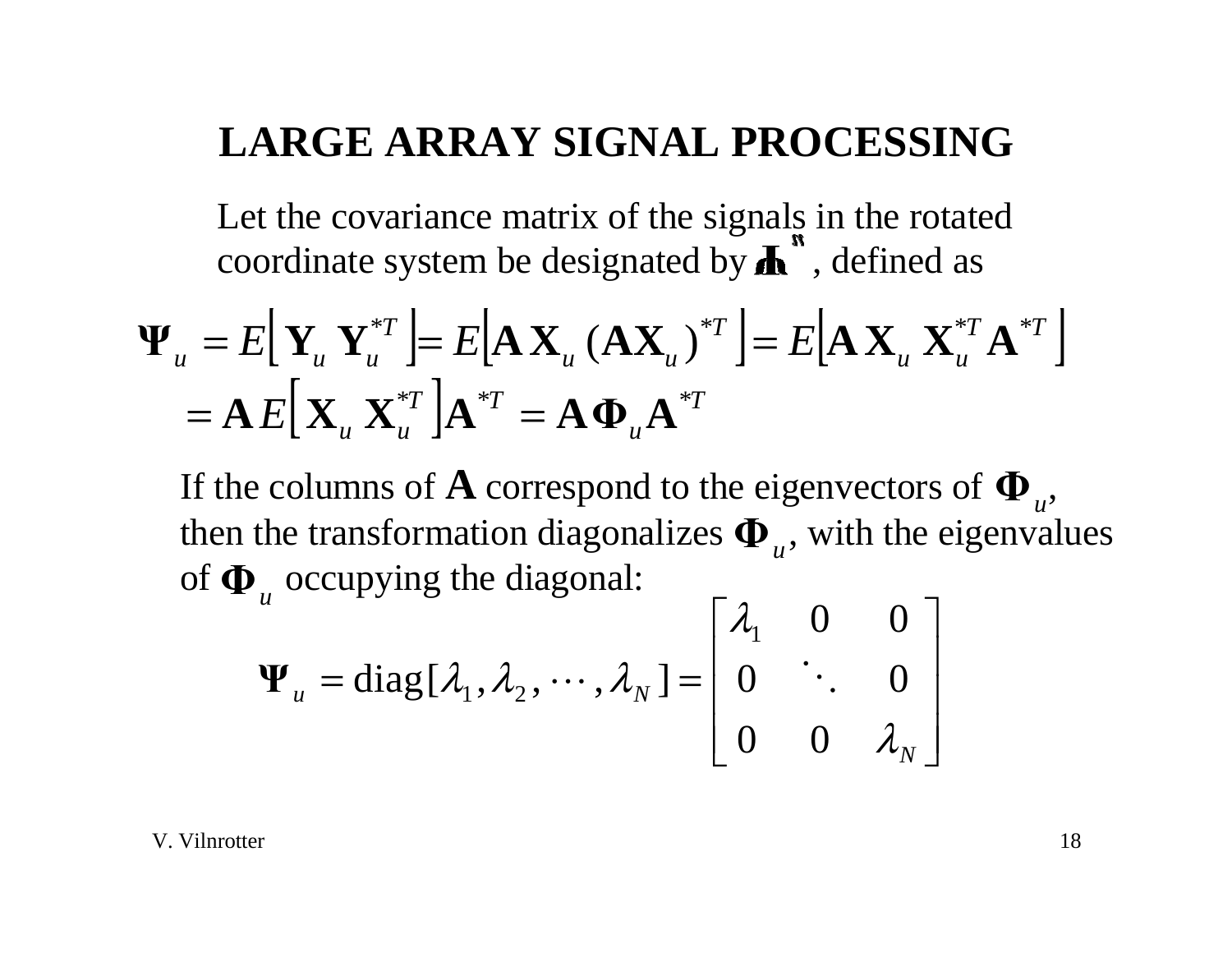# LARGE ARRAY SIGNAL PROCESSING

Let the covariance matrix of the signals in the rotated coordinate system be designated by $\mathbf{\Psi}_u$, defined as

$$\mathbf{\Psi}_u = E\left[\mathbf{Y}_u\,\mathbf{Y}_u^{*T}\right] = E\left[\mathbf{A}\,\mathbf{X}_u\,(\mathbf{A}\mathbf{X}_u)^{*T}\right] = E\left[\mathbf{A}\,\mathbf{X}_u\,\mathbf{X}_u^{*T}\mathbf{A}^{*T}\right]$$

$$= \mathbf{A}\,E\left[\mathbf{X}_u\,\mathbf{X}_u^{*T}\right]\mathbf{A}^{*T} = \mathbf{A}\mathbf{\Phi}_u\mathbf{A}^{*T}$$

If the columns of $\mathbf{A}$ correspond to the eigenvectors of $\mathbf{\Phi}_u$, then the transformation diagonalizes $\mathbf{\Phi}_u$, with the eigenvalues of $\mathbf{\Phi}_u$ occupying the diagonal:

$$\mathbf{\Psi}_u = \text{diag}[\lambda_1, \lambda_2, \cdots, \lambda_N] = \begin{bmatrix} \lambda_1 & 0 & 0 \\ 0 & \ddots & 0 \\ 0 & 0 & \lambda_N \end{bmatrix}$$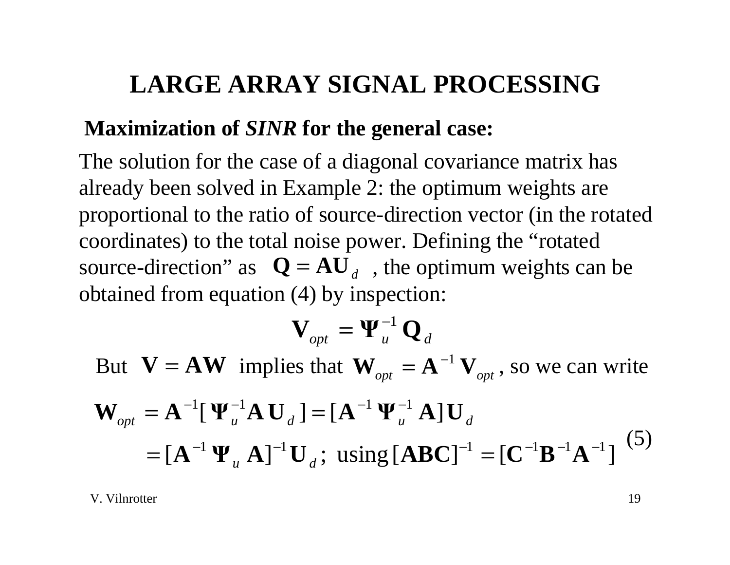# LARGE ARRAY SIGNAL PROCESSING

**Maximization of *SINR* for the general case:**

The solution for the case of a diagonal covariance matrix has already been solved in Example 2: the optimum weights are proportional to the ratio of source-direction vector (in the rotated coordinates) to the total noise power. Defining the "rotated source-direction" as $\mathbf{Q} = \mathbf{A}\mathbf{U}_d$ , the optimum weights can be obtained from equation (4) by inspection:

$$\mathbf{V}_{opt} = \mathbf{\Psi}_u^{-1}\mathbf{Q}_d$$

But $\mathbf{V} = \mathbf{A}\mathbf{W}$ implies that $\mathbf{W}_{opt} = \mathbf{A}^{-1}\mathbf{V}_{opt}$ , so we can write

$$\begin{aligned}
\mathbf{W}_{opt} &= \mathbf{A}^{-1}[\mathbf{\Psi}_u^{-1}\mathbf{A}\,\mathbf{U}_d] = [\mathbf{A}^{-1}\,\mathbf{\Psi}_u^{-1}\,\mathbf{A}]\mathbf{U}_d \\
&= [\mathbf{A}^{-1}\,\mathbf{\Psi}_u\,\mathbf{A}]^{-1}\mathbf{U}_d\,; \text{ using } [\mathbf{ABC}]^{-1} = [\mathbf{C}^{-1}\mathbf{B}^{-1}\mathbf{A}^{-1}]
\end{aligned} \qquad (5)$$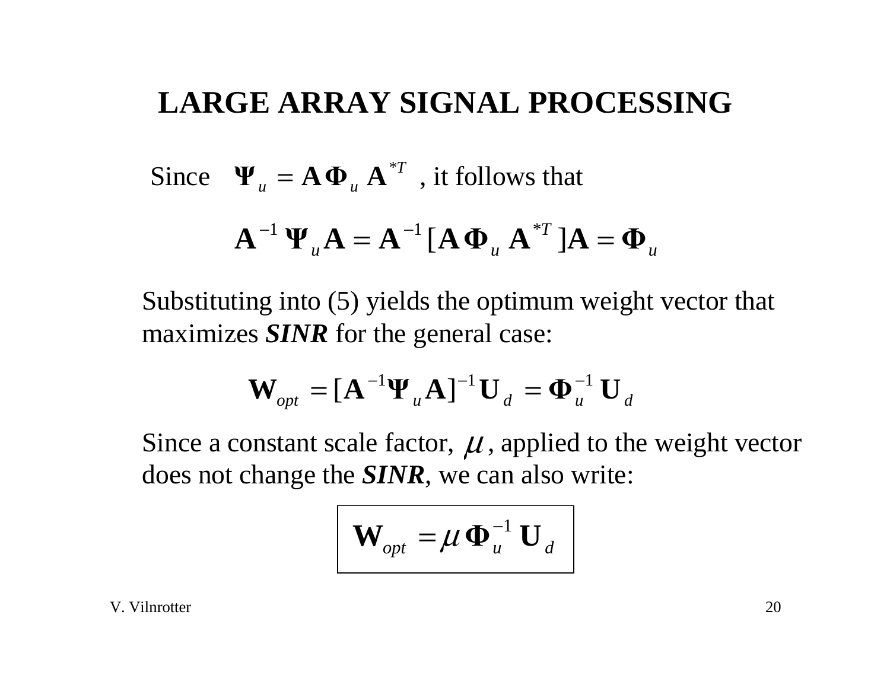# LARGE ARRAY SIGNAL PROCESSING

Since $\boldsymbol{\Psi}_u = \mathbf{A}\boldsymbol{\Phi}_u \mathbf{A}^{*T}$ , it follows that

$$\mathbf{A}^{-1}\boldsymbol{\Psi}_u\mathbf{A} = \mathbf{A}^{-1}[\mathbf{A}\boldsymbol{\Phi}_u \mathbf{A}^{*T}]\mathbf{A} = \boldsymbol{\Phi}_u$$

Substituting into (5) yields the optimum weight vector that maximizes ***SINR*** for the general case:

$$\mathbf{W}_{opt} = [\mathbf{A}^{-1}\boldsymbol{\Psi}_u\mathbf{A}]^{-1}\mathbf{U}_d = \boldsymbol{\Phi}_u^{-1}\mathbf{U}_d$$

Since a constant scale factor, $\mu$, applied to the weight vector does not change the ***SINR***, we can also write:

$$\boxed{\mathbf{W}_{opt} = \mu\,\boldsymbol{\Phi}_u^{-1}\mathbf{U}_d}$$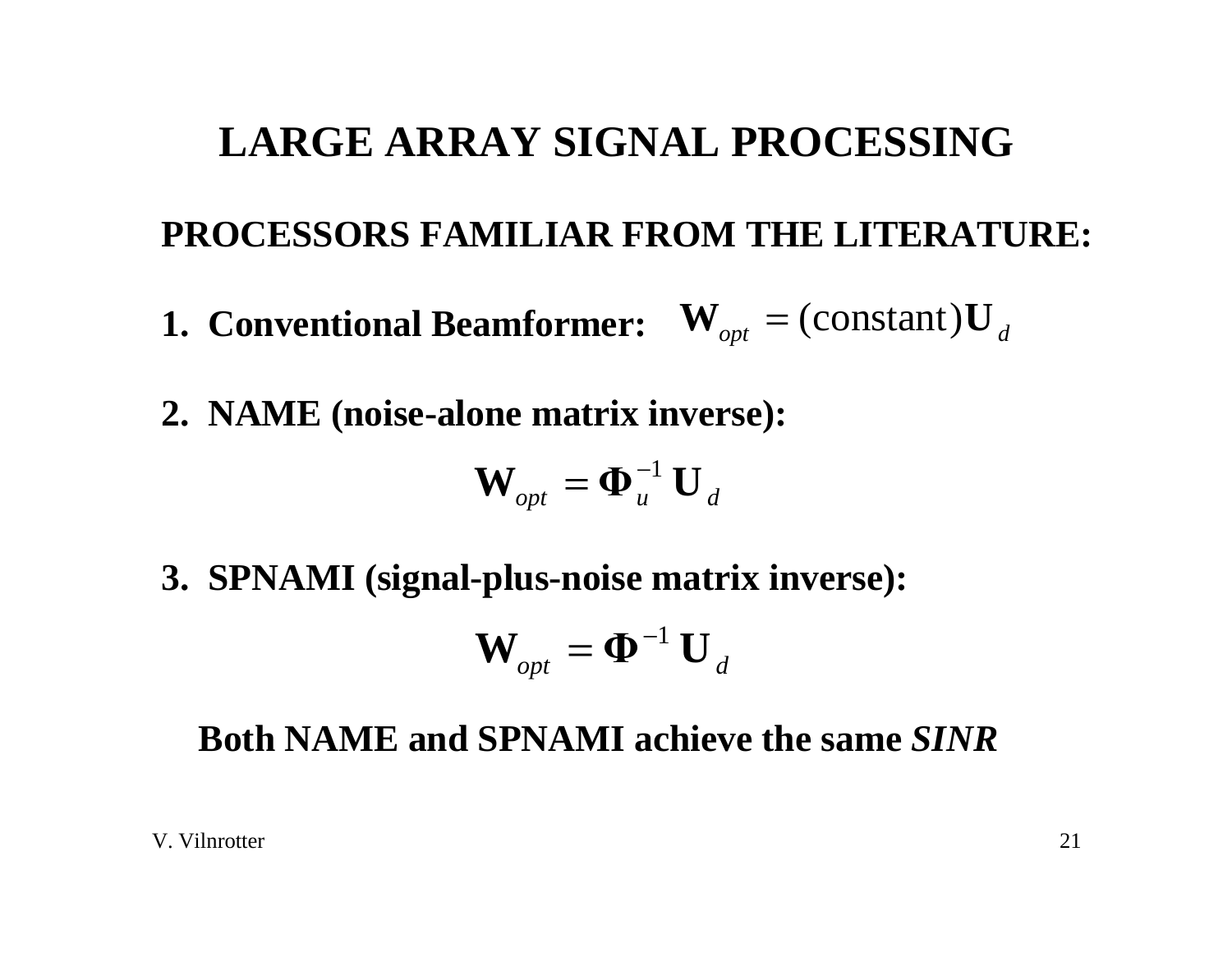# LARGE ARRAY SIGNAL PROCESSING

**PROCESSORS FAMILIAR FROM THE LITERATURE:**

**1. Conventional Beamformer:** $\mathbf{W}_{opt} = (\text{constant})\mathbf{U}_d$

**2. NAME (noise-alone matrix inverse):**

$$\mathbf{W}_{opt} = \mathbf{\Phi}_u^{-1}\,\mathbf{U}_d$$

**3. SPNAMI (signal-plus-noise matrix inverse):**

$$\mathbf{W}_{opt} = \mathbf{\Phi}^{-1}\,\mathbf{U}_d$$

**Both NAME and SPNAMI achieve the same *SINR***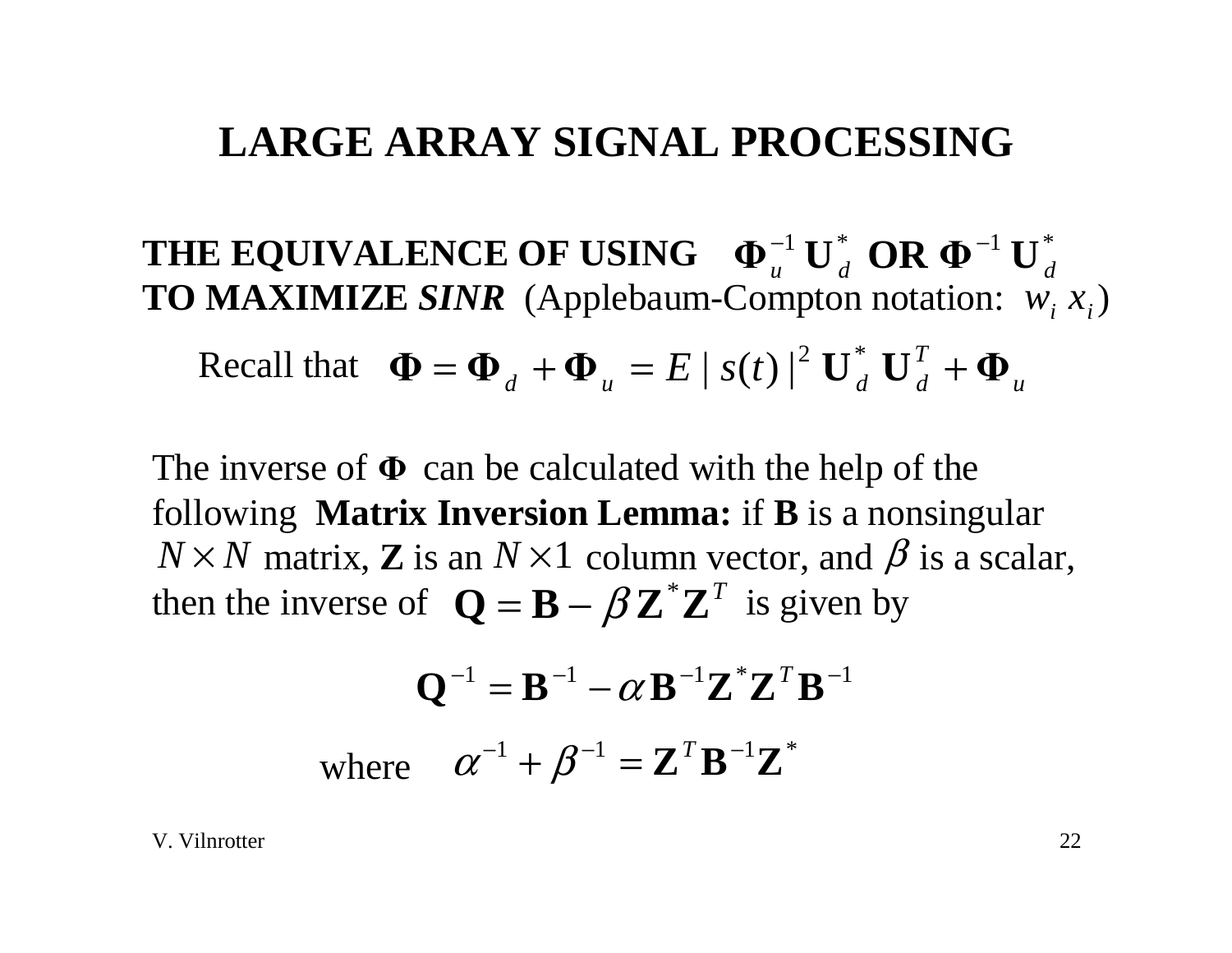# LARGE ARRAY SIGNAL PROCESSING

**THE EQUIVALENCE OF USING** $\mathbf{\Phi}_u^{-1}\,\mathbf{U}_d^*$ **OR** $\mathbf{\Phi}^{-1}\,\mathbf{U}_d^*$ **TO MAXIMIZE *SINR*** (Applebaum-Compton notation: $w_i\,x_i$)

Recall that $\mathbf{\Phi} = \mathbf{\Phi}_d + \mathbf{\Phi}_u = E\,|\,s(t)\,|^2\,\mathbf{U}_d^*\,\mathbf{U}_d^T + \mathbf{\Phi}_u$

The inverse of $\mathbf{\Phi}$ can be calculated with the help of the following **Matrix Inversion Lemma:** if **B** is a nonsingular $N \times N$ matrix, **Z** is an $N \times 1$ column vector, and $\beta$ is a scalar, then the inverse of $\mathbf{Q} = \mathbf{B} - \beta\,\mathbf{Z}^*\mathbf{Z}^T$ is given by

$$\mathbf{Q}^{-1} = \mathbf{B}^{-1} - \alpha\,\mathbf{B}^{-1}\mathbf{Z}^*\mathbf{Z}^T\mathbf{B}^{-1}$$

where $\alpha^{-1} + \beta^{-1} = \mathbf{Z}^T\mathbf{B}^{-1}\mathbf{Z}^*$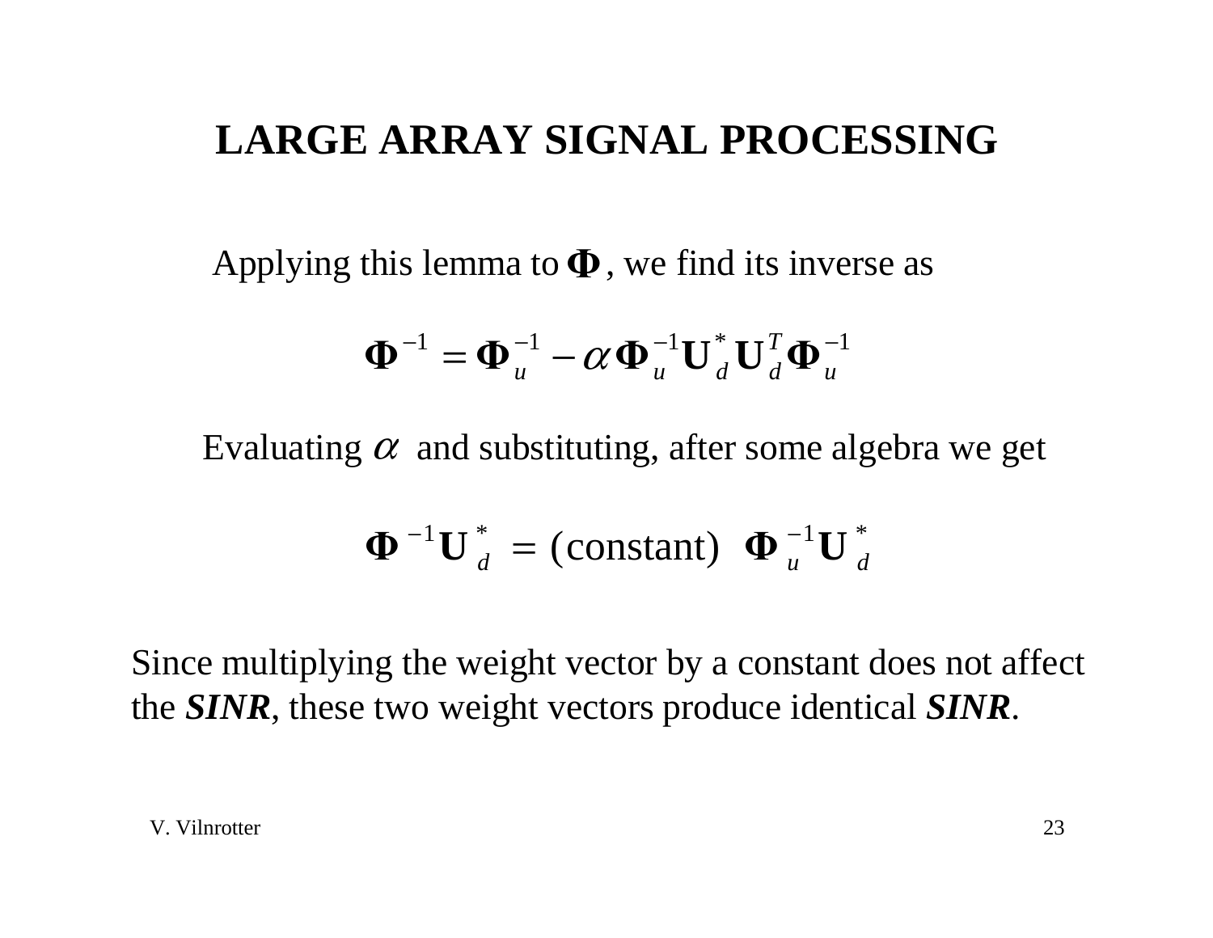# LARGE ARRAY SIGNAL PROCESSING

Applying this lemma to $\mathbf{\Phi}$, we find its inverse as

$$\mathbf{\Phi}^{-1} = \mathbf{\Phi}_u^{-1} - \alpha \mathbf{\Phi}_u^{-1} \mathbf{U}_d^* \mathbf{U}_d^T \mathbf{\Phi}_u^{-1}$$

Evaluating $\alpha$ and substituting, after some algebra we get

$$\mathbf{\Phi}^{-1} \mathbf{U}_d^* = (\text{constant}) \; \mathbf{\Phi}_u^{-1} \mathbf{U}_d^*$$

Since multiplying the weight vector by a constant does not affect the ***SINR***, these two weight vectors produce identical ***SINR***.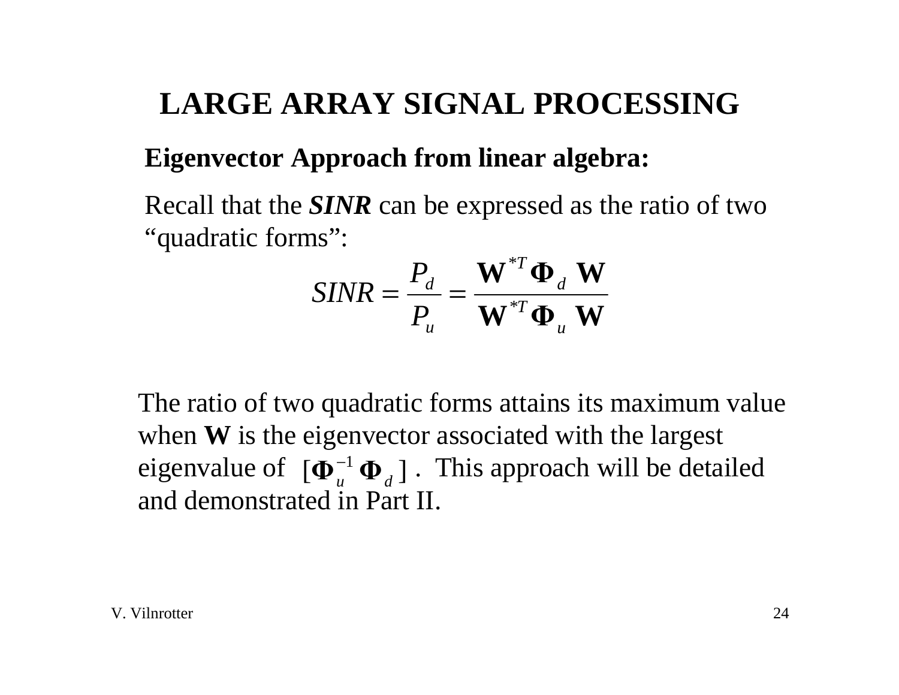# LARGE ARRAY SIGNAL PROCESSING

## Eigenvector Approach from linear algebra:

Recall that the ***SINR*** can be expressed as the ratio of two "quadratic forms":

$$SINR = \frac{P_d}{P_u} = \frac{\mathbf{W}^{*T} \mathbf{\Phi}_d \mathbf{W}}{\mathbf{W}^{*T} \mathbf{\Phi}_u \mathbf{W}}$$

The ratio of two quadratic forms attains its maximum value when **W** is the eigenvector associated with the largest eigenvalue of $[\mathbf{\Phi}_u^{-1} \mathbf{\Phi}_d]$. This approach will be detailed and demonstrated in Part II.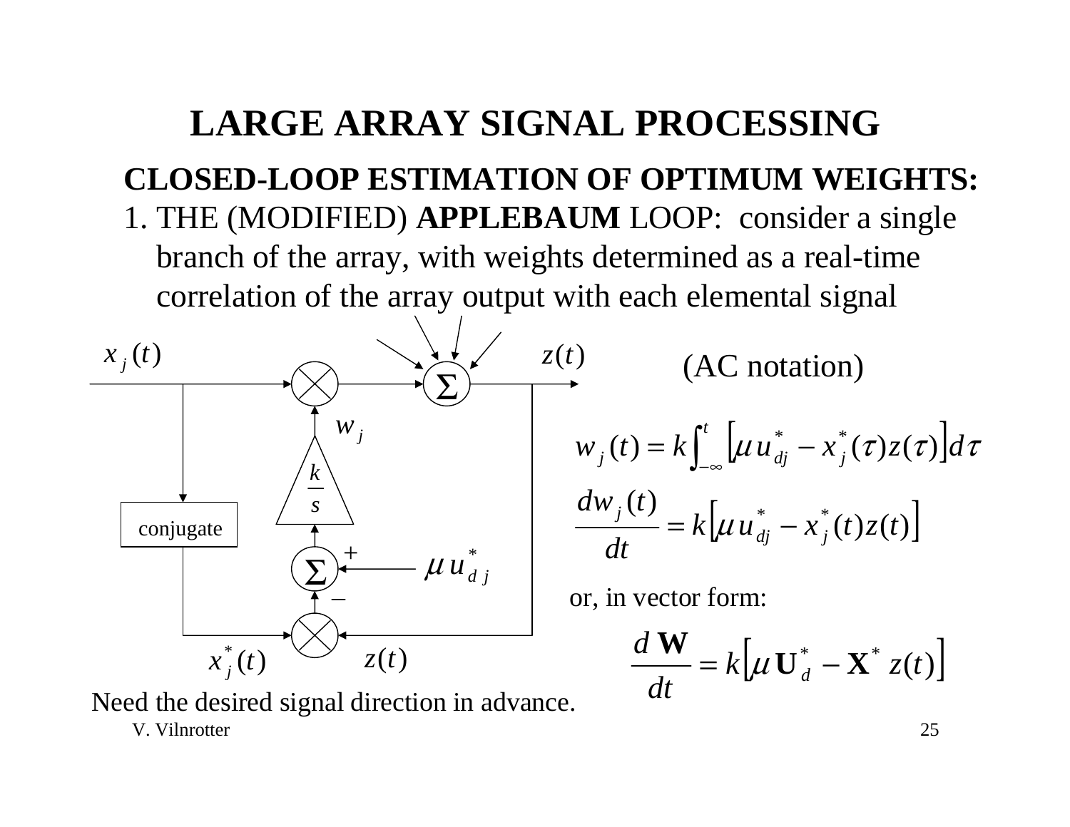# LARGE ARRAY SIGNAL PROCESSING

## CLOSED-LOOP ESTIMATION OF OPTIMUM WEIGHTS:

1. THE (MODIFIED) **APPLEBAUM** LOOP: consider a single branch of the array, with weights determined as a real-time correlation of the array output with each elemental signal

$x_j(t)$ $z(t)$ $w_j$ $\frac{k}{s}$ conjugate $\Sigma$ + − $\mu u_{dj}^*$ $x_j^*(t)$ $z(t)$

(AC notation)

$$w_j(t) = k \int_{-\infty}^{t} \left[ \mu u_{dj}^* - x_j^*(\tau) z(\tau) \right] d\tau$$

$$\frac{dw_j(t)}{dt} = k \left[ \mu u_{dj}^* - x_j^*(t) z(t) \right]$$

or, in vector form:

$$\frac{d\mathbf{W}}{dt} = k \left[ \mu \mathbf{U}_d^* - \mathbf{X}^* z(t) \right]$$

Need the desired signal direction in advance.

V. Vilnrotter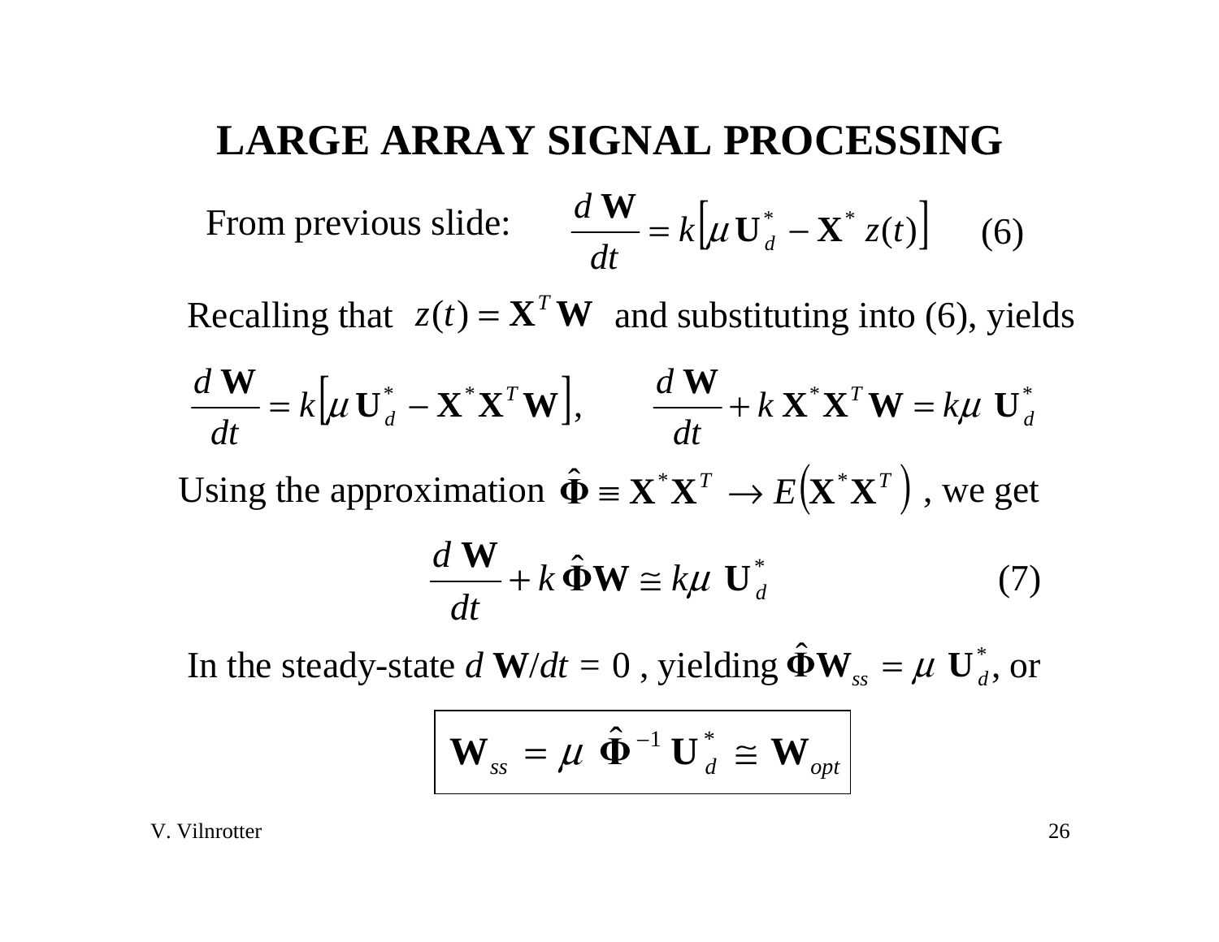# LARGE ARRAY SIGNAL PROCESSING

From previous slide: $$\frac{d\,\mathbf{W}}{dt} = k\left[\mu\,\mathbf{U}_d^* - \mathbf{X}^*\,z(t)\right] \qquad (6)$$

Recalling that $z(t) = \mathbf{X}^T\mathbf{W}$ and substituting into (6), yields

$$\frac{d\,\mathbf{W}}{dt} = k\left[\mu\,\mathbf{U}_d^* - \mathbf{X}^*\mathbf{X}^T\mathbf{W}\right], \qquad \frac{d\,\mathbf{W}}{dt} + k\,\mathbf{X}^*\mathbf{X}^T\mathbf{W} = k\mu\;\mathbf{U}_d^*$$

Using the approximation $\hat{\mathbf{\Phi}} \equiv \mathbf{X}^*\mathbf{X}^T \rightarrow E\left(\mathbf{X}^*\mathbf{X}^T\right)$ , we get

$$\frac{d\,\mathbf{W}}{dt} + k\,\hat{\mathbf{\Phi}}\mathbf{W} \cong k\mu\;\mathbf{U}_d^* \qquad (7)$$

In the steady-state $d\,\mathbf{W}/dt = 0$ , yielding $\hat{\mathbf{\Phi}}\mathbf{W}_{ss} = \mu\;\mathbf{U}_d^*$, or

$$\boxed{\mathbf{W}_{ss} = \mu\;\hat{\mathbf{\Phi}}^{-1}\,\mathbf{U}_d^* \cong \mathbf{W}_{opt}}$$

V. Vilnrotter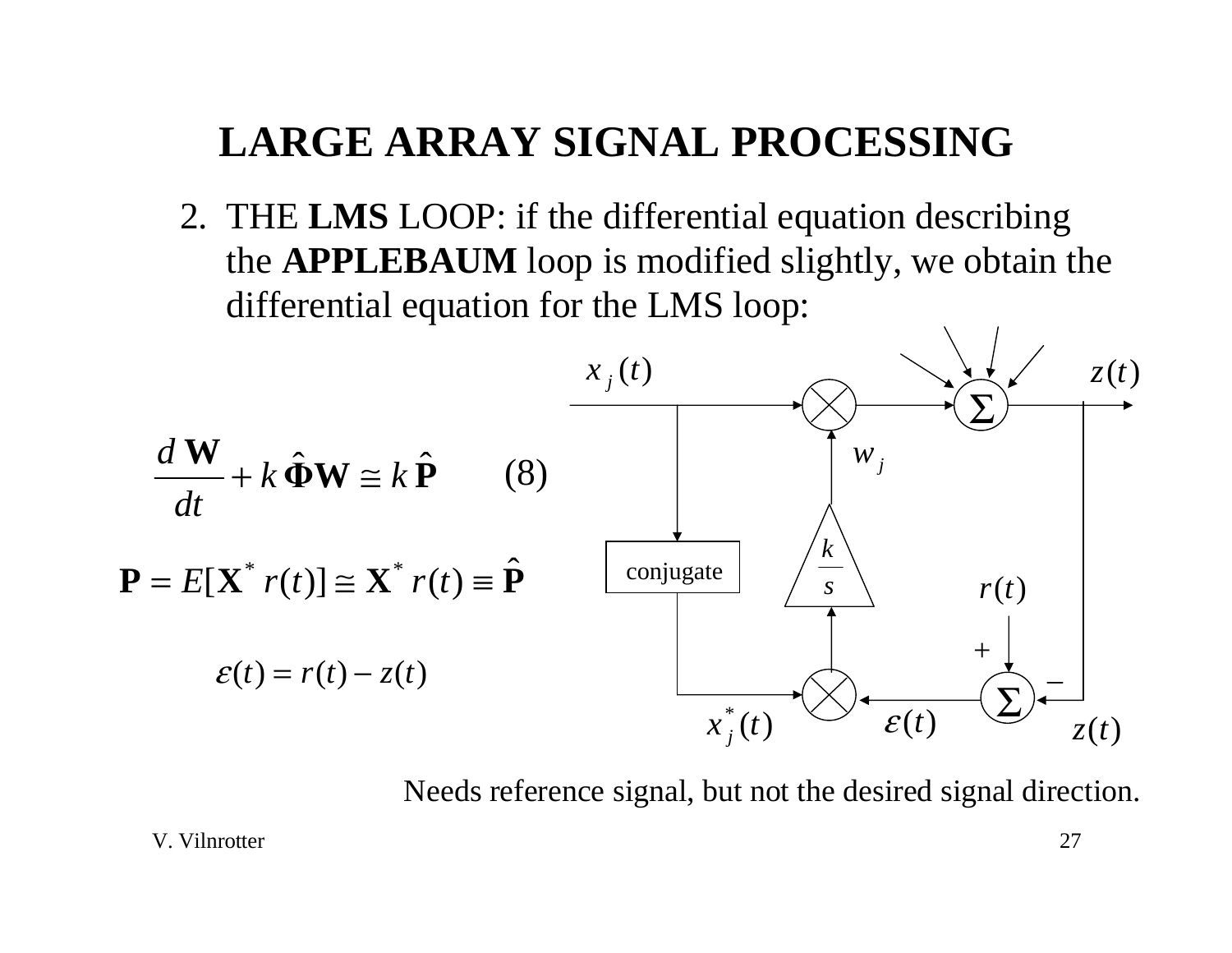# LARGE ARRAY SIGNAL PROCESSING

2. THE **LMS** LOOP: if the differential equation describing the **APPLEBAUM** loop is modified slightly, we obtain the differential equation for the LMS loop:

$$\frac{d\,\mathbf{W}}{dt} + k\,\hat{\mathbf{\Phi}}\mathbf{W} \cong k\,\hat{\mathbf{P}} \qquad (8)$$

$$\mathbf{P} = E[\mathbf{X}^*\, r(t)] \cong \mathbf{X}^*\, r(t) \equiv \hat{\mathbf{P}}$$

$$\varepsilon(t) = r(t) - z(t)$$

Needs reference signal, but not the desired signal direction.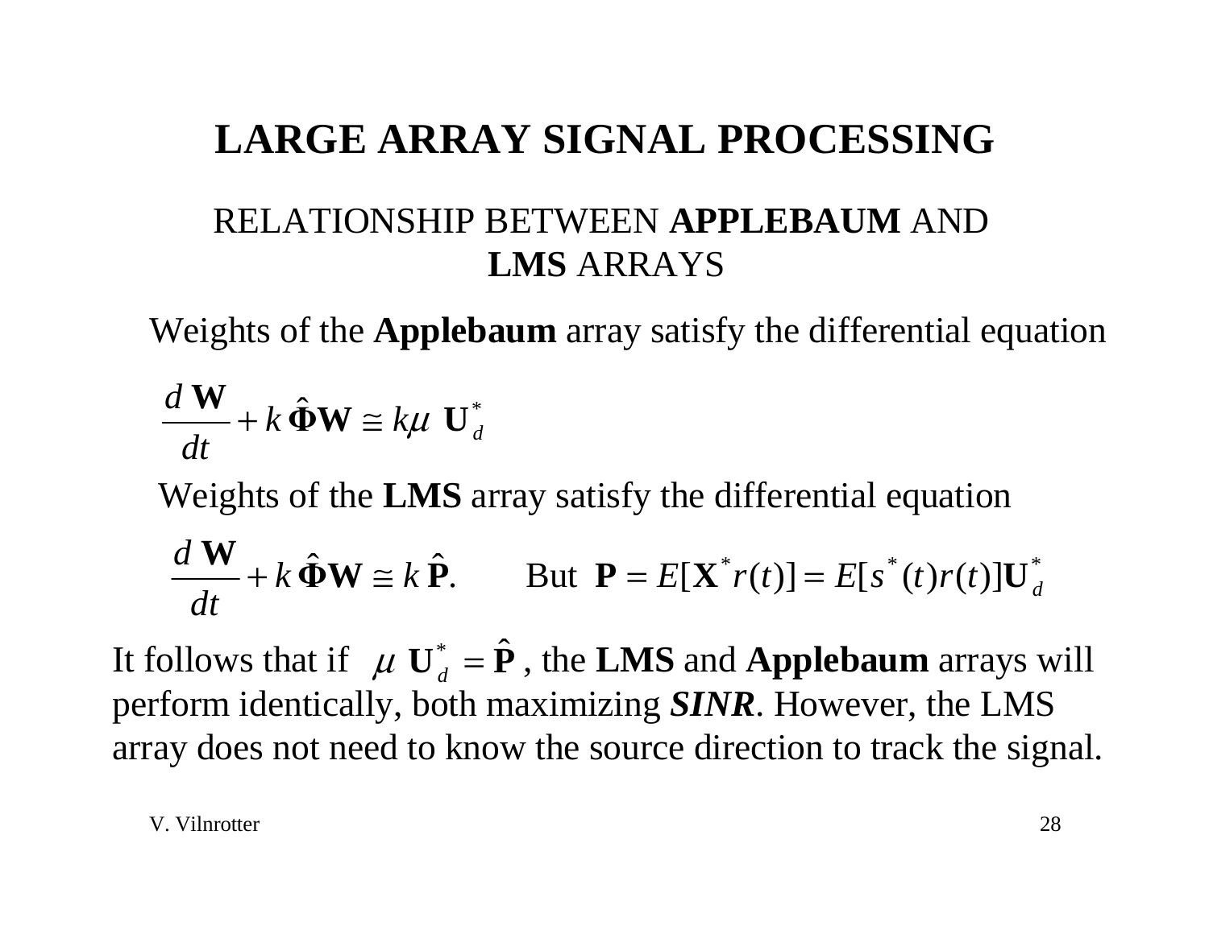# LARGE ARRAY SIGNAL PROCESSING

## RELATIONSHIP BETWEEN **APPLEBAUM** AND **LMS** ARRAYS

Weights of the **Applebaum** array satisfy the differential equation

$$\frac{d\,\mathbf{W}}{dt} + k\,\hat{\mathbf{\Phi}}\mathbf{W} \cong k\mu\;\mathbf{U}_d^*$$

Weights of the **LMS** array satisfy the differential equation

$$\frac{d\,\mathbf{W}}{dt} + k\,\hat{\mathbf{\Phi}}\mathbf{W} \cong k\,\hat{\mathbf{P}}. \qquad \text{But } \mathbf{P} = E[\mathbf{X}^* r(t)] = E[s^*(t) r(t)]\mathbf{U}_d^*$$

It follows that if $\mu\;\mathbf{U}_d^* = \hat{\mathbf{P}}$, the **LMS** and **Applebaum** arrays will perform identically, both maximizing ***SINR***. However, the LMS array does not need to know the source direction to track the signal.

V. Vilnrotter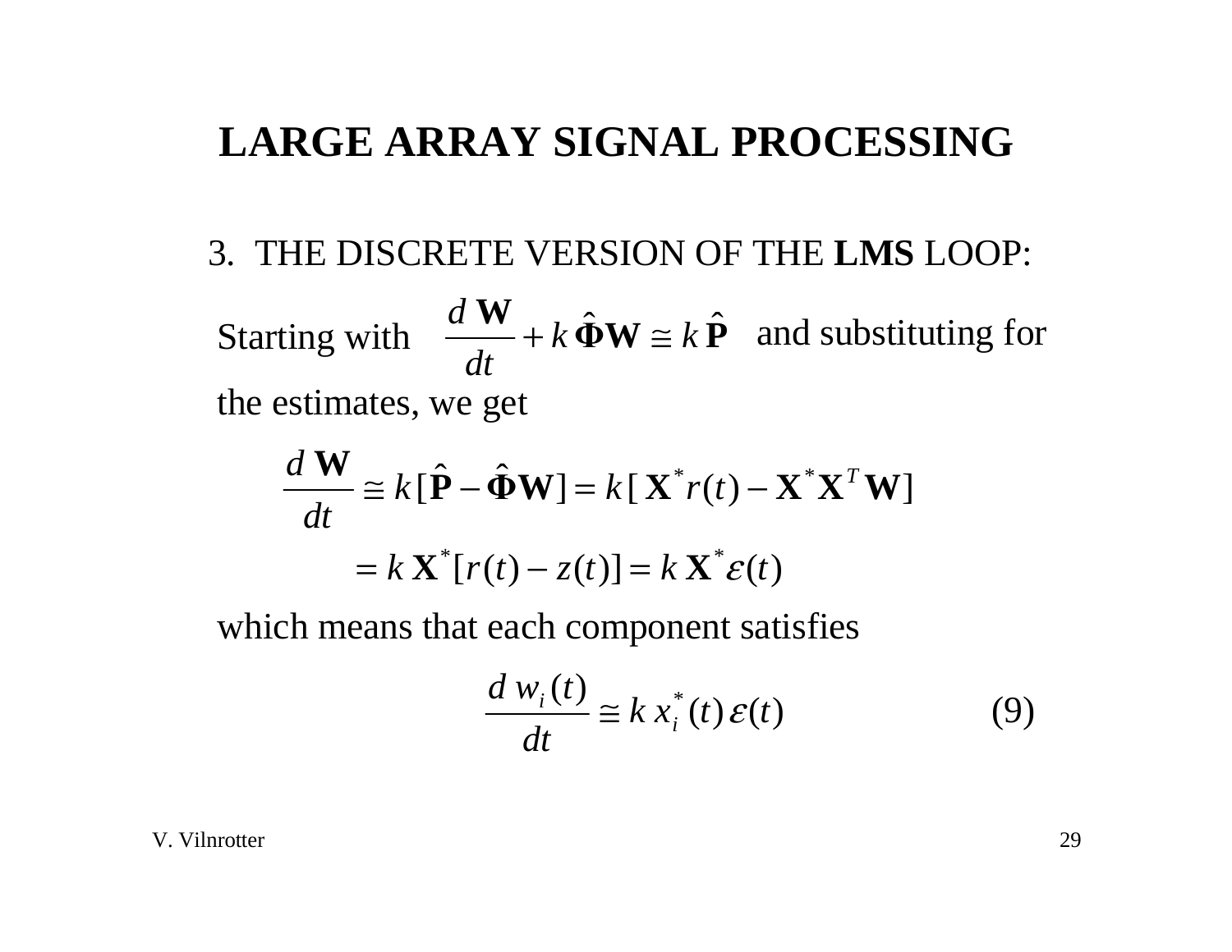# LARGE ARRAY SIGNAL PROCESSING

3. THE DISCRETE VERSION OF THE **LMS** LOOP:

Starting with $\dfrac{d\,\mathbf{W}}{dt} + k\,\hat{\mathbf{\Phi}}\mathbf{W} \cong k\,\hat{\mathbf{P}}$ and substituting for the estimates, we get

$$\frac{d\,\mathbf{W}}{dt} \cong k[\hat{\mathbf{P}} - \hat{\mathbf{\Phi}}\mathbf{W}] = k[\,\mathbf{X}^* r(t) - \mathbf{X}^* \mathbf{X}^T \mathbf{W}]$$

$$= k\,\mathbf{X}^*[r(t) - z(t)] = k\,\mathbf{X}^* \varepsilon(t)$$

which means that each component satisfies

$$\frac{d\,w_i(t)}{dt} \cong k\,x_i^*(t)\,\varepsilon(t) \qquad (9)$$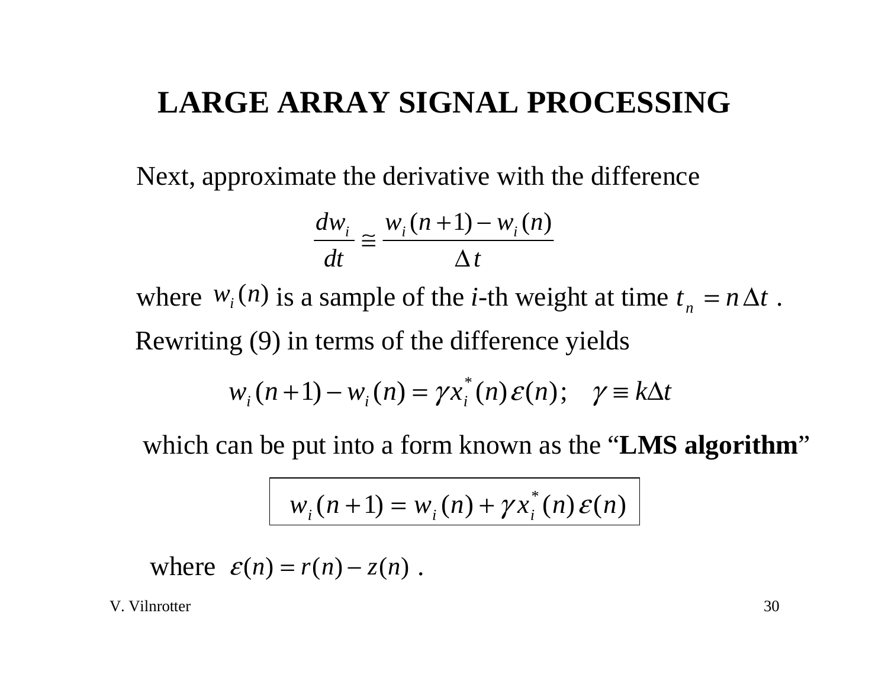# LARGE ARRAY SIGNAL PROCESSING

Next, approximate the derivative with the difference

$$\frac{dw_i}{dt} \cong \frac{w_i(n+1) - w_i(n)}{\Delta t}$$

where $w_i(n)$ is a sample of the *i*-th weight at time $t_n = n\Delta t$ .

Rewriting (9) in terms of the difference yields

$$w_i(n+1) - w_i(n) = \gamma x_i^*(n)\varepsilon(n); \quad \gamma \equiv k\Delta t$$

which can be put into a form known as the "**LMS algorithm**"

$$\boxed{w_i(n+1) = w_i(n) + \gamma x_i^*(n)\varepsilon(n)}$$

where $\varepsilon(n) = r(n) - z(n)$ .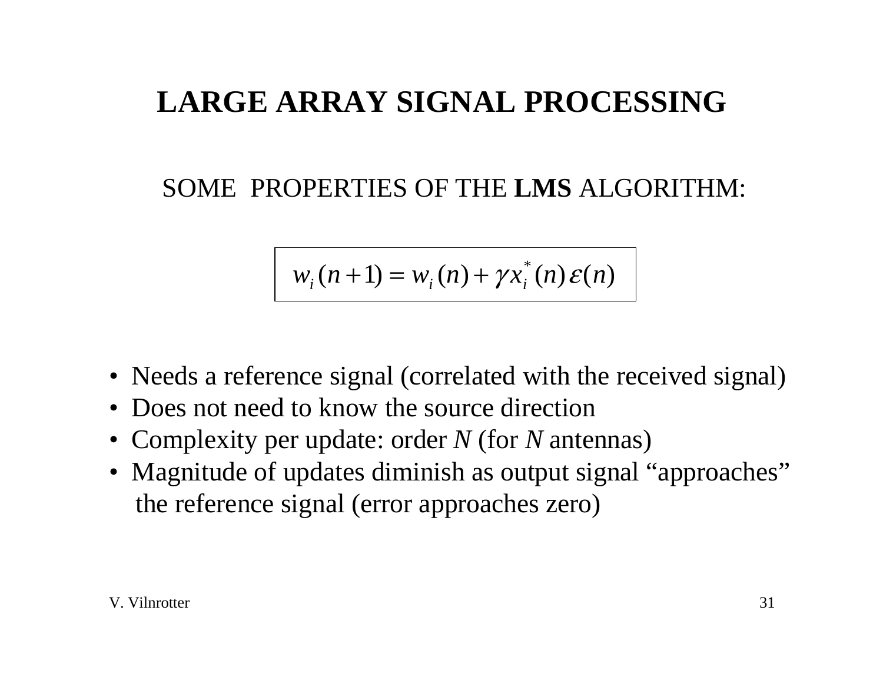# LARGE ARRAY SIGNAL PROCESSING

## SOME PROPERTIES OF THE **LMS** ALGORITHM:

$$w_i(n+1) = w_i(n) + \gamma x_i^*(n)\,\varepsilon(n)$$

- Needs a reference signal (correlated with the received signal)
- Does not need to know the source direction
- Complexity per update: order $N$ (for $N$ antennas)
- Magnitude of updates diminish as output signal “approaches” the reference signal (error approaches zero)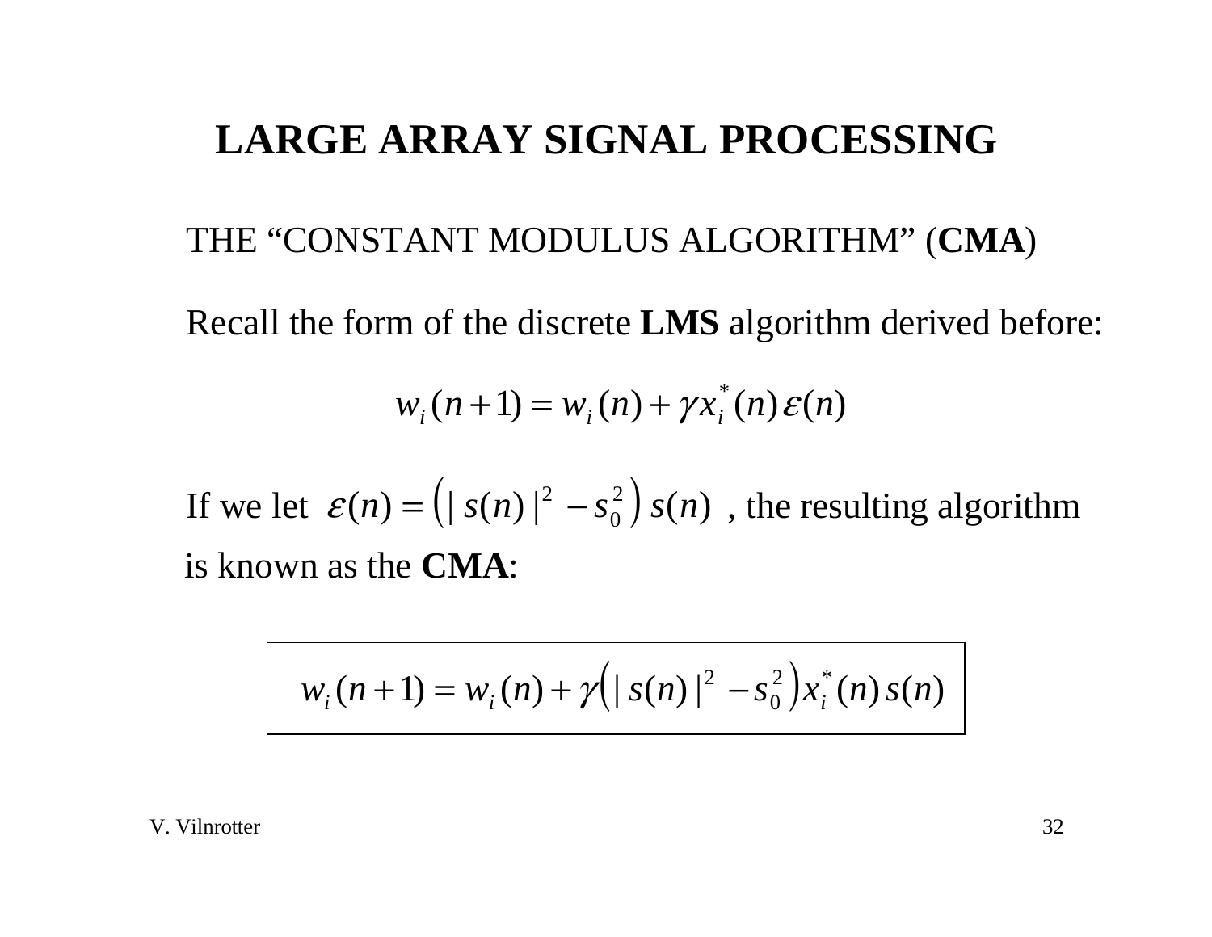# LARGE ARRAY SIGNAL PROCESSING

THE "CONSTANT MODULUS ALGORITHM" (**CMA**)

Recall the form of the discrete **LMS** algorithm derived before:

$$w_i(n+1) = w_i(n) + \gamma x_i^*(n)\,\varepsilon(n)$$

If we let $\varepsilon(n) = \left(|\,s(n)\,|^2 - s_0^2\right) s(n)$ , the resulting algorithm is known as the **CMA**:

$$\boxed{w_i(n+1) = w_i(n) + \gamma\left(|\,s(n)\,|^2 - s_0^2\right) x_i^*(n)\,s(n)}$$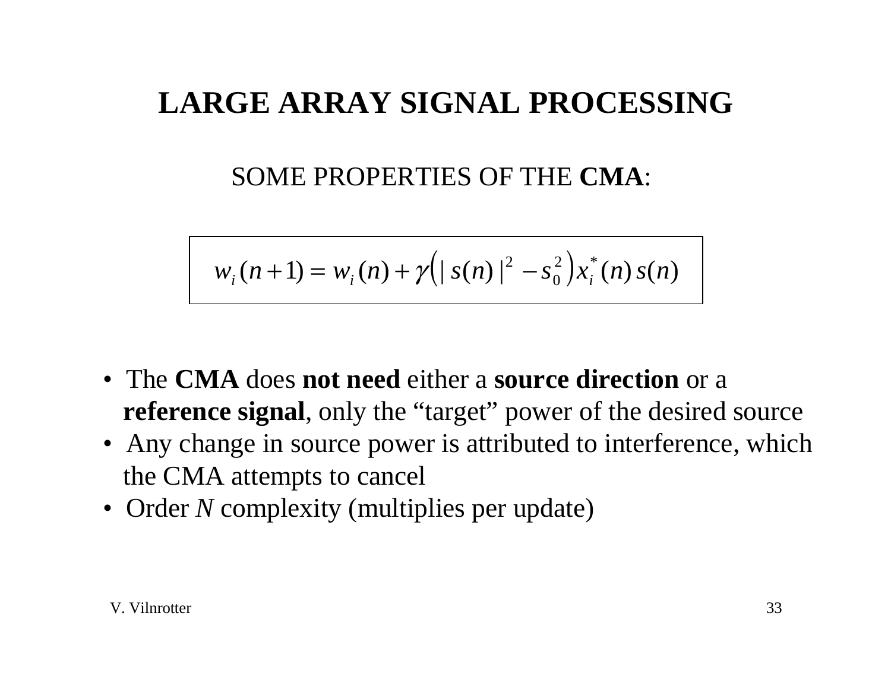# LARGE ARRAY SIGNAL PROCESSING

## SOME PROPERTIES OF THE **CMA**:

$$w_i(n+1) = w_i(n) + \gamma\left(|\,s(n)\,|^2 - s_0^2\right)x_i^*(n)\,s(n)$$

- The **CMA** does **not need** either a **source direction** or a **reference signal**, only the "target" power of the desired source
- Any change in source power is attributed to interference, which the CMA attempts to cancel
- Order *N* complexity (multiplies per update)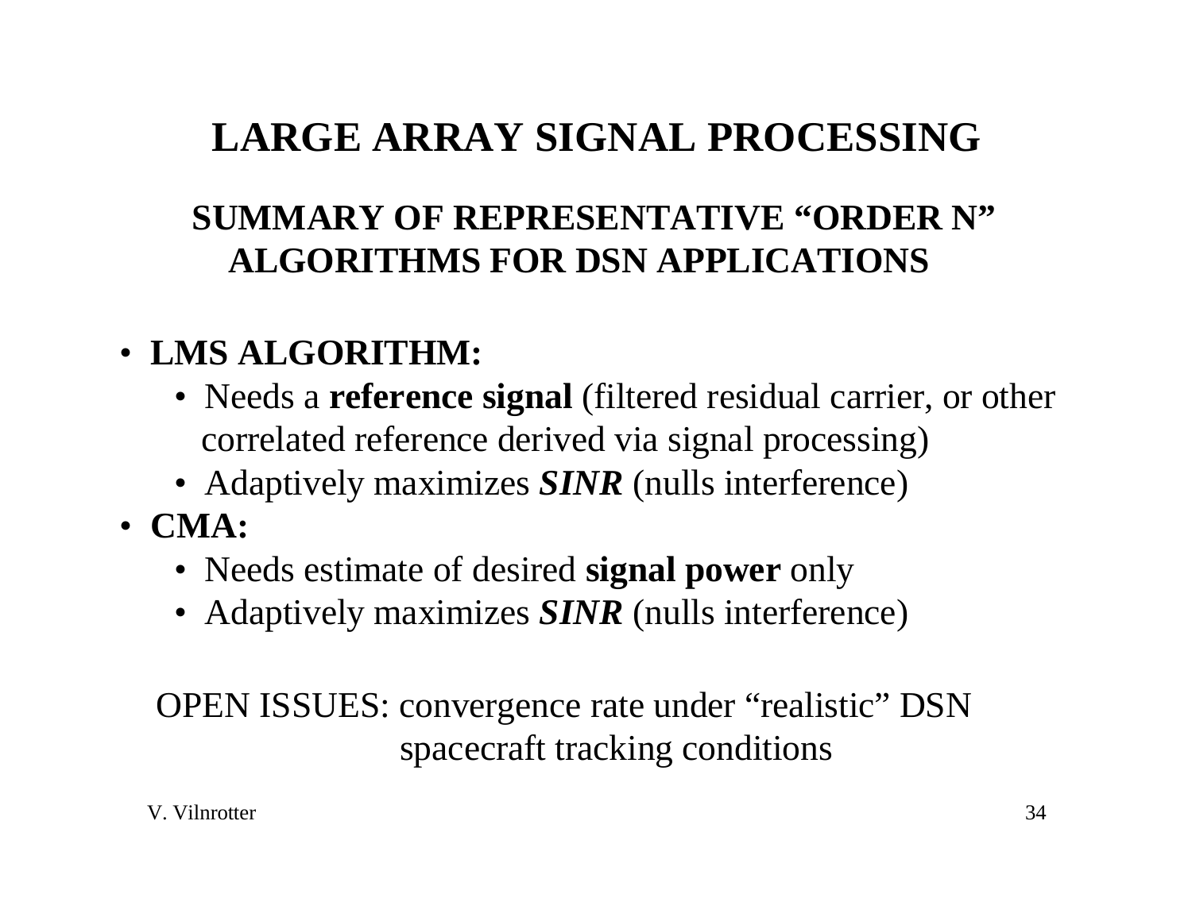# LARGE ARRAY SIGNAL PROCESSING

## SUMMARY OF REPRESENTATIVE "ORDER N" ALGORITHMS FOR DSN APPLICATIONS

- **LMS ALGORITHM:**
  - Needs a **reference signal** (filtered residual carrier, or other correlated reference derived via signal processing)
  - Adaptively maximizes ***SINR*** (nulls interference)
- **CMA:**
  - Needs estimate of desired **signal power** only
  - Adaptively maximizes ***SINR*** (nulls interference)

OPEN ISSUES: convergence rate under "realistic" DSN spacecraft tracking conditions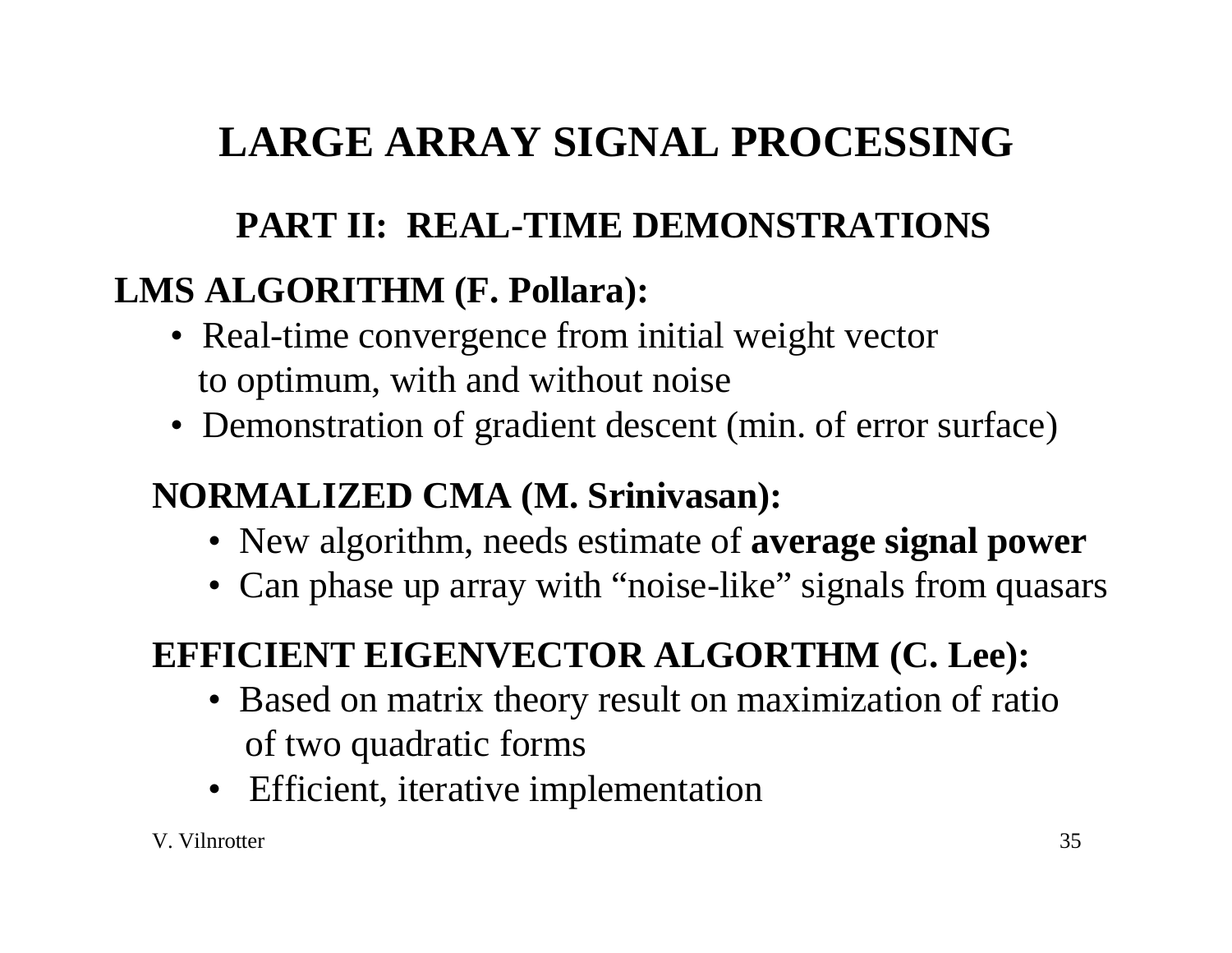# LARGE ARRAY SIGNAL PROCESSING

## PART II: REAL-TIME DEMONSTRATIONS

### LMS ALGORITHM (F. Pollara):

- Real-time convergence from initial weight vector to optimum, with and without noise
- Demonstration of gradient descent (min. of error surface)

### NORMALIZED CMA (M. Srinivasan):

- New algorithm, needs estimate of **average signal power**
- Can phase up array with “noise-like” signals from quasars

### EFFICIENT EIGENVECTOR ALGORTHM (C. Lee):

- Based on matrix theory result on maximization of ratio of two quadratic forms
- Efficient, iterative implementation